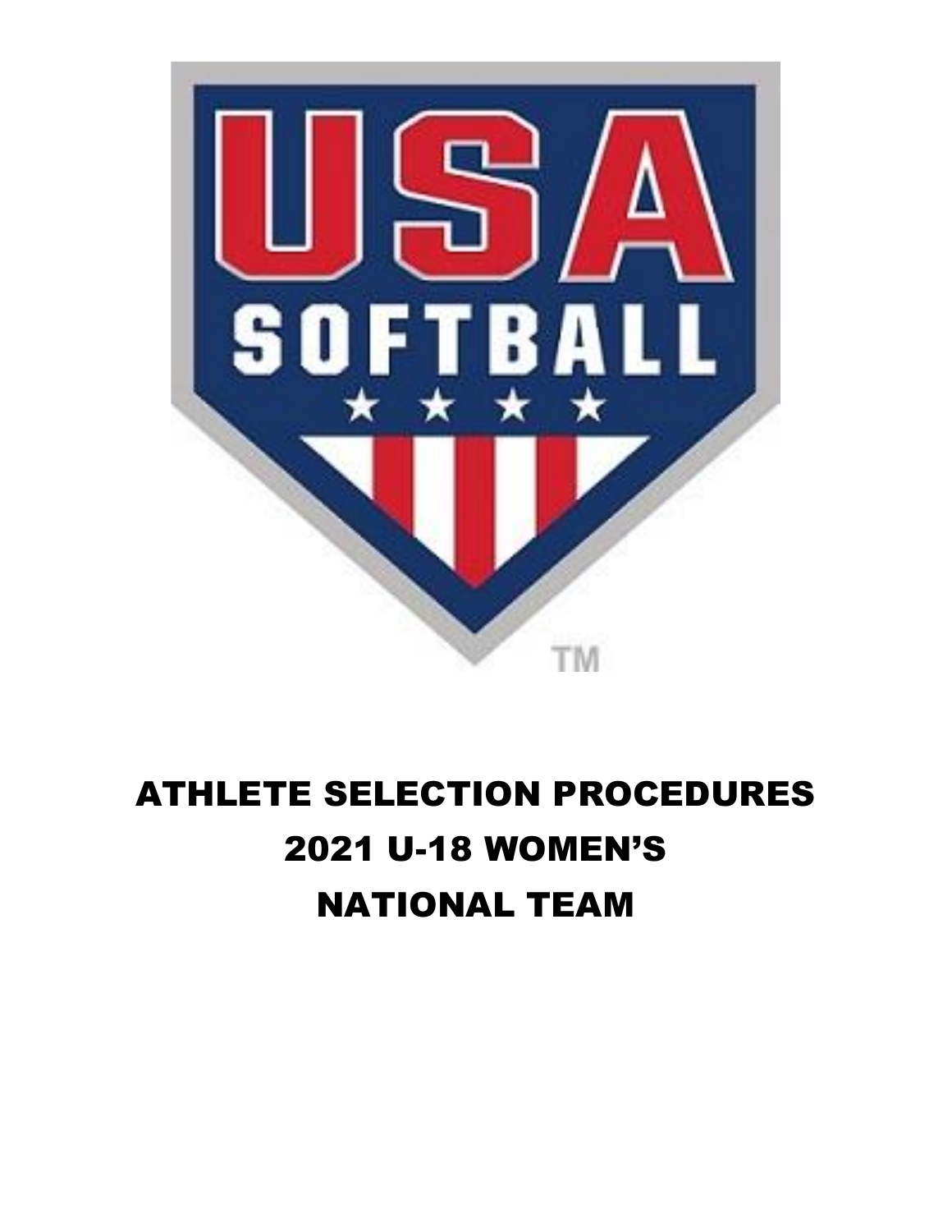# ATHLETE SELECTION PROCEDURES

# 2021 U-18 WOMEN'S

# NATIONAL TEAM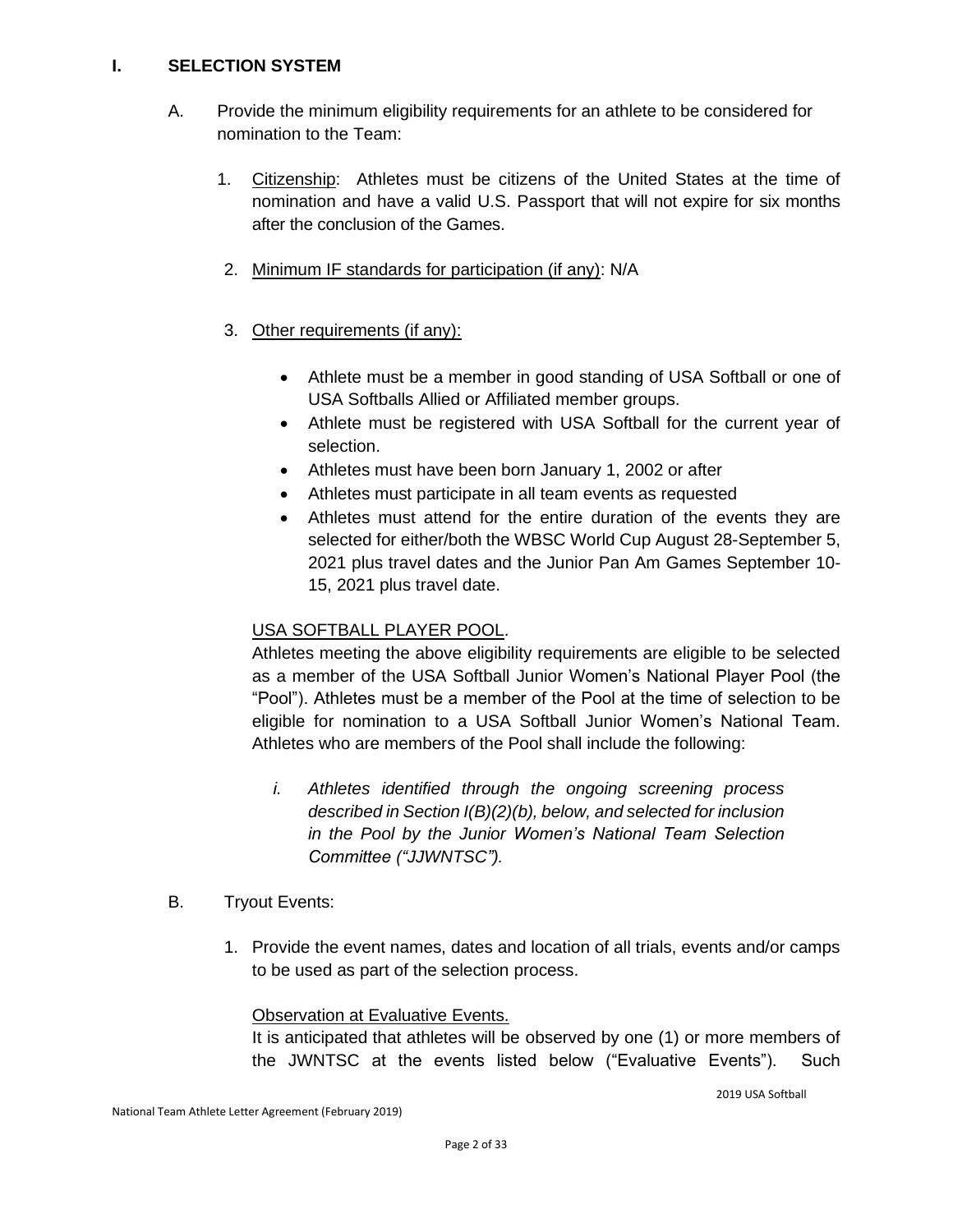## I. SELECTION SYSTEM

A. Provide the minimum eligibility requirements for an athlete to be considered for nomination to the Team:

1. Citizenship: Athletes must be citizens of the United States at the time of nomination and have a valid U.S. Passport that will not expire for six months after the conclusion of the Games.

2. Minimum IF standards for participation (if any): N/A

3. Other requirements (if any):

   - Athlete must be a member in good standing of USA Softball or one of USA Softballs Allied or Affiliated member groups.
   - Athlete must be registered with USA Softball for the current year of selection.
   - Athletes must have been born January 1, 2002 or after
   - Athletes must participate in all team events as requested
   - Athletes must attend for the entire duration of the events they are selected for either/both the WBSC World Cup August 28-September 5, 2021 plus travel dates and the Junior Pan Am Games September 10-15, 2021 plus travel date.

   USA SOFTBALL PLAYER POOL.
   
   Athletes meeting the above eligibility requirements are eligible to be selected as a member of the USA Softball Junior Women's National Player Pool (the "Pool"). Athletes must be a member of the Pool at the time of selection to be eligible for nomination to a USA Softball Junior Women's National Team. Athletes who are members of the Pool shall include the following:

   *i. Athletes identified through the ongoing screening process described in Section I(B)(2)(b), below, and selected for inclusion in the Pool by the Junior Women's National Team Selection Committee ("JJWNTSC").*

B. Tryout Events:

1. Provide the event names, dates and location of all trials, events and/or camps to be used as part of the selection process.

   Observation at Evaluative Events.
   
   It is anticipated that athletes will be observed by one (1) or more members of the JWNTSC at the events listed below ("Evaluative Events"). Such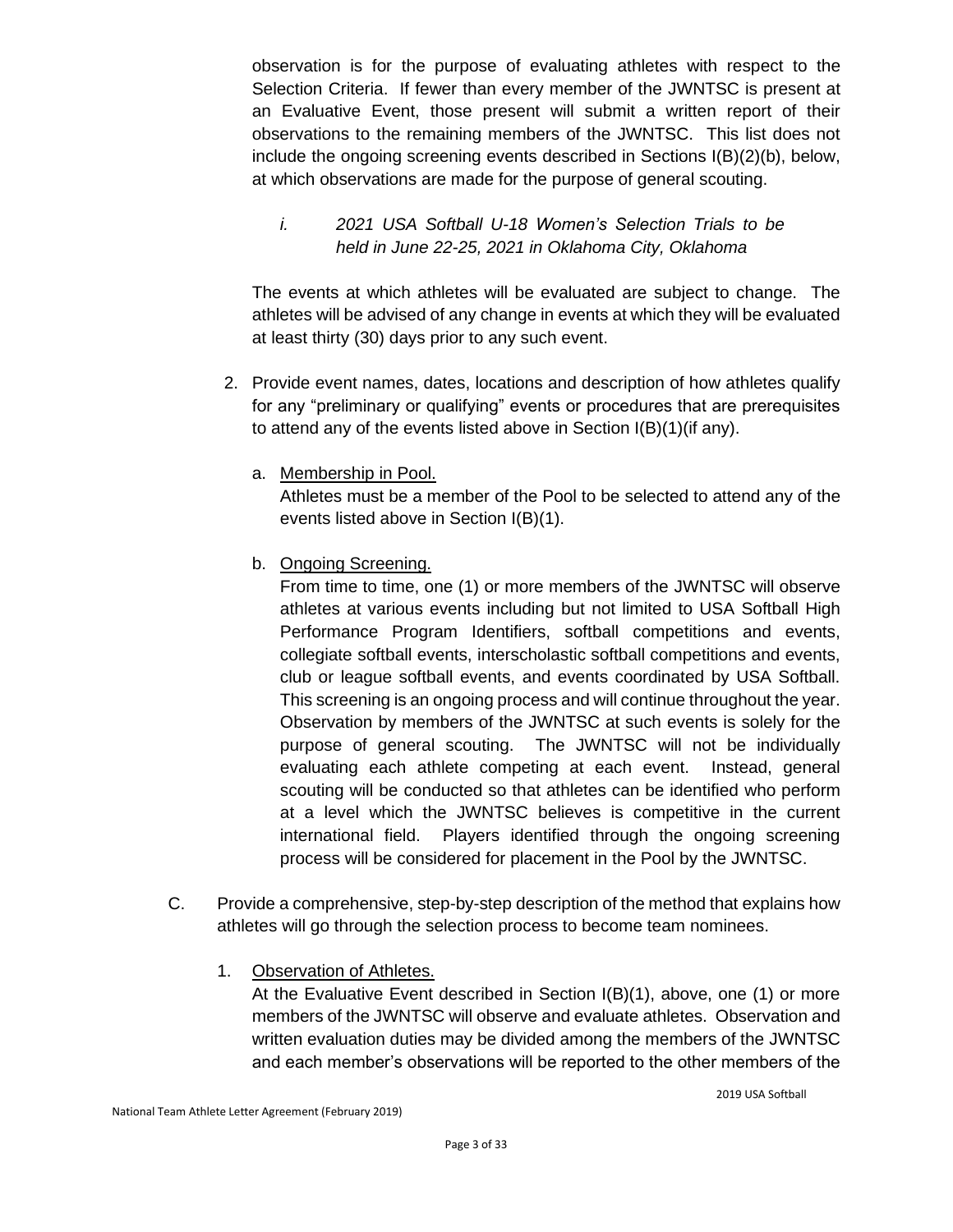observation is for the purpose of evaluating athletes with respect to the Selection Criteria. If fewer than every member of the JWNTSC is present at an Evaluative Event, those present will submit a written report of their observations to the remaining members of the JWNTSC. This list does not include the ongoing screening events described in Sections I(B)(2)(b), below, at which observations are made for the purpose of general scouting.

*i. 2021 USA Softball U-18 Women's Selection Trials to be held in June 22-25, 2021 in Oklahoma City, Oklahoma*

The events at which athletes will be evaluated are subject to change. The athletes will be advised of any change in events at which they will be evaluated at least thirty (30) days prior to any such event.

2. Provide event names, dates, locations and description of how athletes qualify for any "preliminary or qualifying" events or procedures that are prerequisites to attend any of the events listed above in Section I(B)(1)(if any).

   a. Membership in Pool.
      Athletes must be a member of the Pool to be selected to attend any of the events listed above in Section I(B)(1).

   b. Ongoing Screening.
      From time to time, one (1) or more members of the JWNTSC will observe athletes at various events including but not limited to USA Softball High Performance Program Identifiers, softball competitions and events, collegiate softball events, interscholastic softball competitions and events, club or league softball events, and events coordinated by USA Softball. This screening is an ongoing process and will continue throughout the year. Observation by members of the JWNTSC at such events is solely for the purpose of general scouting. The JWNTSC will not be individually evaluating each athlete competing at each event. Instead, general scouting will be conducted so that athletes can be identified who perform at a level which the JWNTSC believes is competitive in the current international field. Players identified through the ongoing screening process will be considered for placement in the Pool by the JWNTSC.

C. Provide a comprehensive, step-by-step description of the method that explains how athletes will go through the selection process to become team nominees.

1. Observation of Athletes.
   At the Evaluative Event described in Section I(B)(1), above, one (1) or more members of the JWNTSC will observe and evaluate athletes. Observation and written evaluation duties may be divided among the members of the JWNTSC and each member's observations will be reported to the other members of the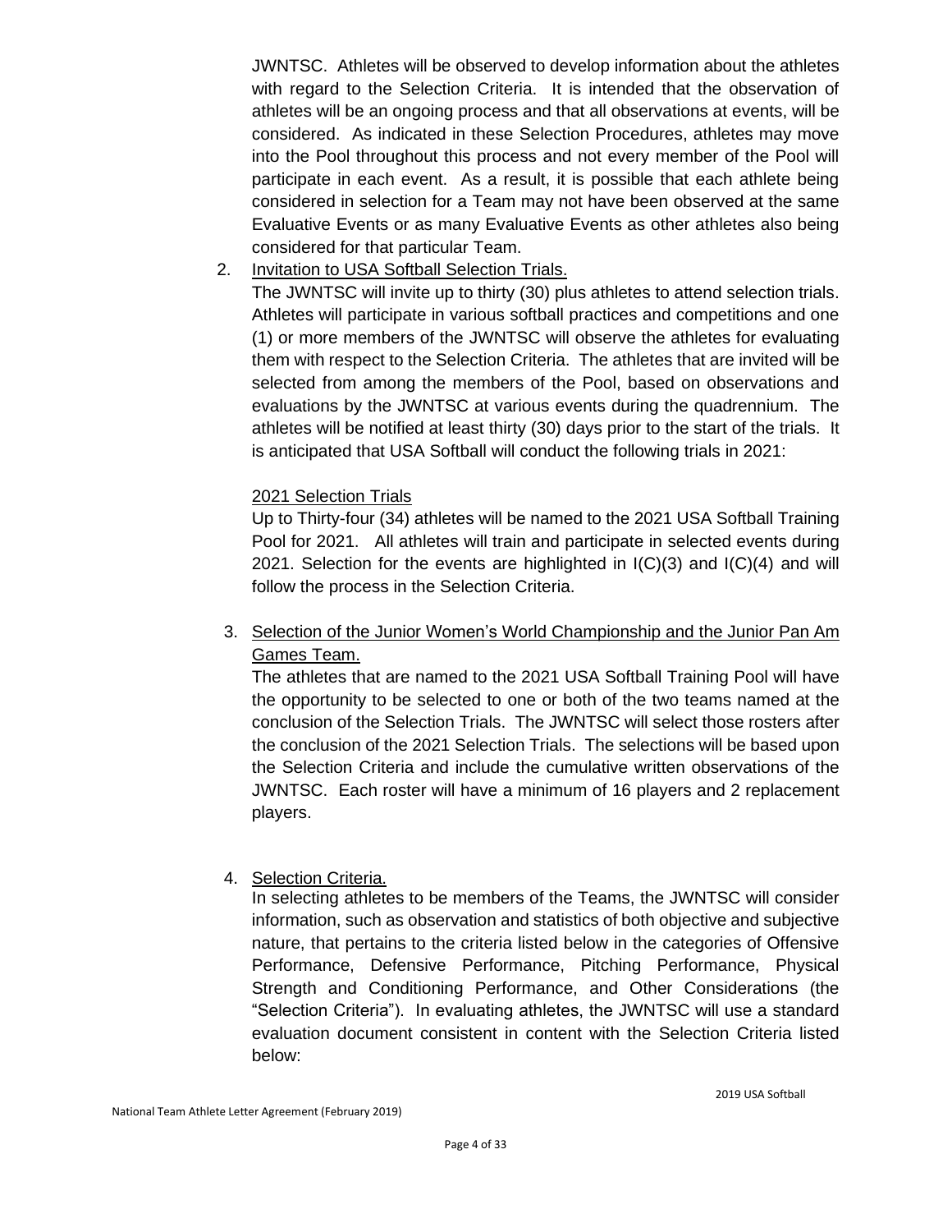JWNTSC. Athletes will be observed to develop information about the athletes with regard to the Selection Criteria. It is intended that the observation of athletes will be an ongoing process and that all observations at events, will be considered. As indicated in these Selection Procedures, athletes may move into the Pool throughout this process and not every member of the Pool will participate in each event. As a result, it is possible that each athlete being considered in selection for a Team may not have been observed at the same Evaluative Events or as many Evaluative Events as other athletes also being considered for that particular Team.

2. Invitation to USA Softball Selection Trials.

   The JWNTSC will invite up to thirty (30) plus athletes to attend selection trials. Athletes will participate in various softball practices and competitions and one (1) or more members of the JWNTSC will observe the athletes for evaluating them with respect to the Selection Criteria. The athletes that are invited will be selected from among the members of the Pool, based on observations and evaluations by the JWNTSC at various events during the quadrennium. The athletes will be notified at least thirty (30) days prior to the start of the trials. It is anticipated that USA Softball will conduct the following trials in 2021:

   2021 Selection Trials

   Up to Thirty-four (34) athletes will be named to the 2021 USA Softball Training Pool for 2021. All athletes will train and participate in selected events during 2021. Selection for the events are highlighted in I(C)(3) and I(C)(4) and will follow the process in the Selection Criteria.

3. Selection of the Junior Women's World Championship and the Junior Pan Am Games Team.

   The athletes that are named to the 2021 USA Softball Training Pool will have the opportunity to be selected to one or both of the two teams named at the conclusion of the Selection Trials. The JWNTSC will select those rosters after the conclusion of the 2021 Selection Trials. The selections will be based upon the Selection Criteria and include the cumulative written observations of the JWNTSC. Each roster will have a minimum of 16 players and 2 replacement players.

4. Selection Criteria.

   In selecting athletes to be members of the Teams, the JWNTSC will consider information, such as observation and statistics of both objective and subjective nature, that pertains to the criteria listed below in the categories of Offensive Performance, Defensive Performance, Pitching Performance, Physical Strength and Conditioning Performance, and Other Considerations (the "Selection Criteria"). In evaluating athletes, the JWNTSC will use a standard evaluation document consistent in content with the Selection Criteria listed below: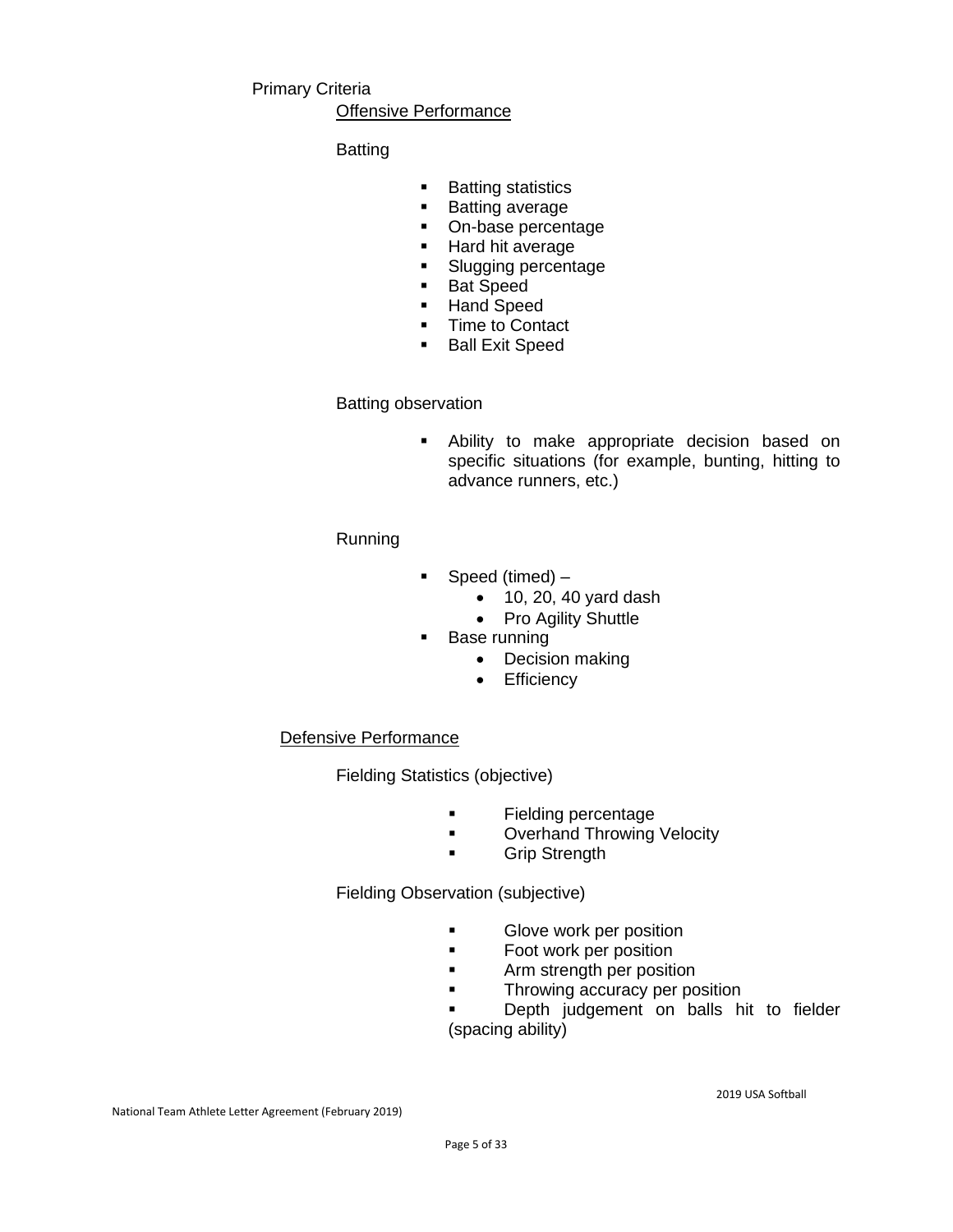Primary Criteria

Offensive Performance

Batting

- Batting statistics
- Batting average
- On-base percentage
- Hard hit average
- Slugging percentage
- Bat Speed
- Hand Speed
- Time to Contact
- Ball Exit Speed

Batting observation

- Ability to make appropriate decision based on specific situations (for example, bunting, hitting to advance runners, etc.)

Running

- Speed (timed) –
  - 10, 20, 40 yard dash
  - Pro Agility Shuttle
- Base running
  - Decision making
  - Efficiency

Defensive Performance

Fielding Statistics (objective)

- Fielding percentage
- Overhand Throwing Velocity
- Grip Strength

Fielding Observation (subjective)

- Glove work per position
- Foot work per position
- Arm strength per position
- Throwing accuracy per position
- Depth judgement on balls hit to fielder (spacing ability)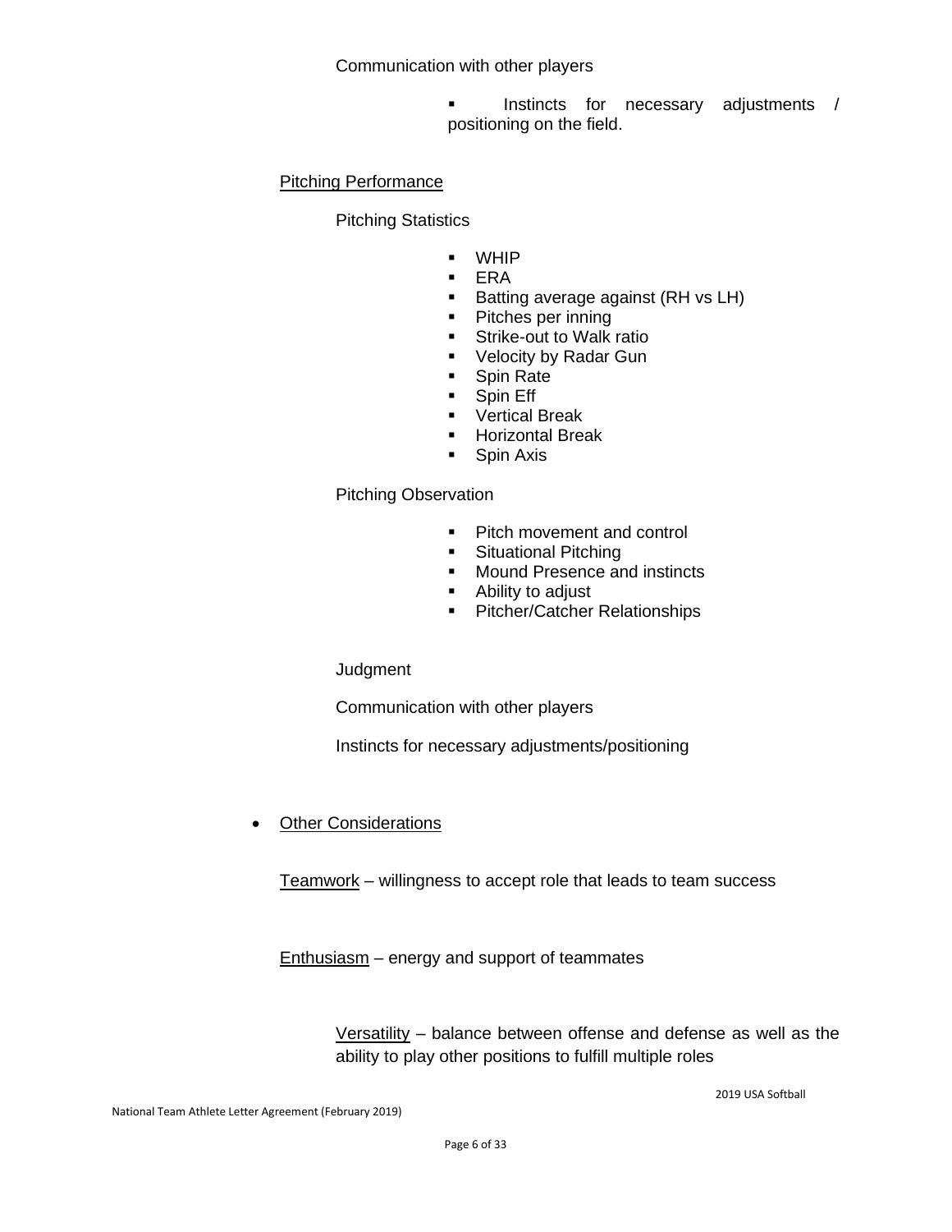Communication with other players

- Instincts for necessary adjustments / positioning on the field.

Pitching Performance

Pitching Statistics

- WHIP
- ERA
- Batting average against (RH vs LH)
- Pitches per inning
- Strike-out to Walk ratio
- Velocity by Radar Gun
- Spin Rate
- Spin Eff
- Vertical Break
- Horizontal Break
- Spin Axis

Pitching Observation

- Pitch movement and control
- Situational Pitching
- Mound Presence and instincts
- Ability to adjust
- Pitcher/Catcher Relationships

Judgment

Communication with other players

Instincts for necessary adjustments/positioning

- Other Considerations

Teamwork – willingness to accept role that leads to team success

Enthusiasm – energy and support of teammates

Versatility – balance between offense and defense as well as the ability to play other positions to fulfill multiple roles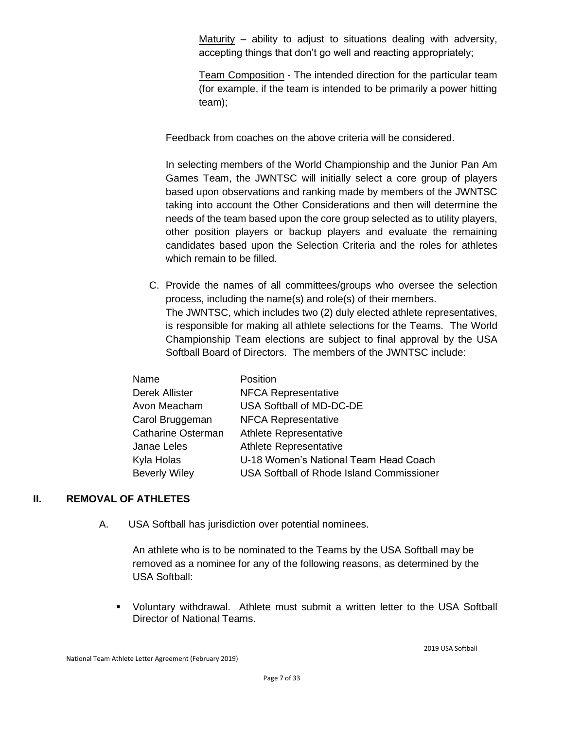Maturity – ability to adjust to situations dealing with adversity, accepting things that don't go well and reacting appropriately;

Team Composition - The intended direction for the particular team (for example, if the team is intended to be primarily a power hitting team);

Feedback from coaches on the above criteria will be considered.

In selecting members of the World Championship and the Junior Pan Am Games Team, the JWNTSC will initially select a core group of players based upon observations and ranking made by members of the JWNTSC taking into account the Other Considerations and then will determine the needs of the team based upon the core group selected as to utility players, other position players or backup players and evaluate the remaining candidates based upon the Selection Criteria and the roles for athletes which remain to be filled.

C. Provide the names of all committees/groups who oversee the selection process, including the name(s) and role(s) of their members.
The JWNTSC, which includes two (2) duly elected athlete representatives, is responsible for making all athlete selections for the Teams. The World Championship Team elections are subject to final approval by the USA Softball Board of Directors. The members of the JWNTSC include:

| Name | Position |
|---|---|
| Derek Allister | NFCA Representative |
| Avon Meacham | USA Softball of MD-DC-DE |
| Carol Bruggeman | NFCA Representative |
| Catharine Osterman | Athlete Representative |
| Janae Leles | Athlete Representative |
| Kyla Holas | U-18 Women's National Team Head Coach |
| Beverly Wiley | USA Softball of Rhode Island Commissioner |

## II. REMOVAL OF ATHLETES

A. USA Softball has jurisdiction over potential nominees.

An athlete who is to be nominated to the Teams by the USA Softball may be removed as a nominee for any of the following reasons, as determined by the USA Softball:

- Voluntary withdrawal. Athlete must submit a written letter to the USA Softball Director of National Teams.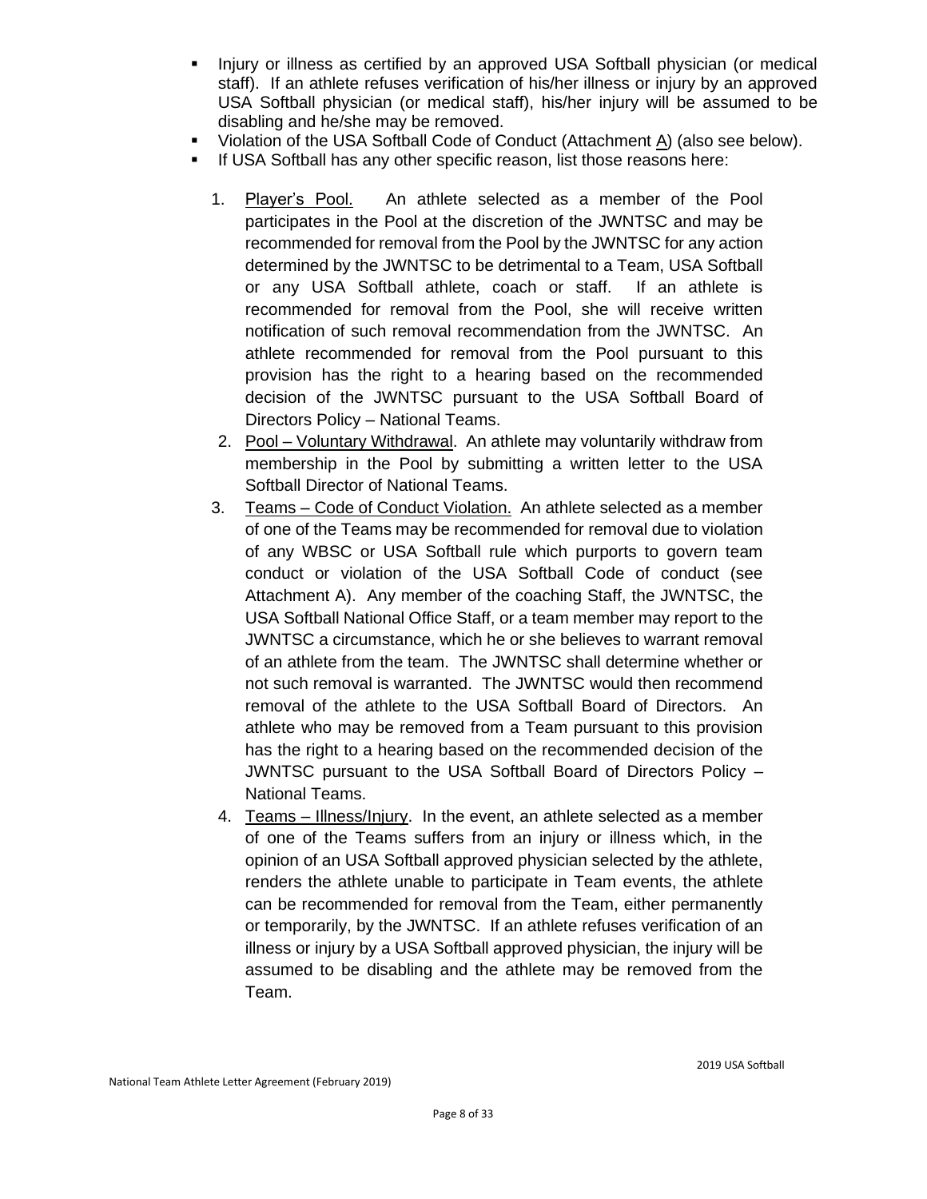- Injury or illness as certified by an approved USA Softball physician (or medical staff). If an athlete refuses verification of his/her illness or injury by an approved USA Softball physician (or medical staff), his/her injury will be assumed to be disabling and he/she may be removed.
- Violation of the USA Softball Code of Conduct (Attachment A) (also see below).
- If USA Softball has any other specific reason, list those reasons here:

1. Player's Pool. An athlete selected as a member of the Pool participates in the Pool at the discretion of the JWNTSC and may be recommended for removal from the Pool by the JWNTSC for any action determined by the JWNTSC to be detrimental to a Team, USA Softball or any USA Softball athlete, coach or staff. If an athlete is recommended for removal from the Pool, she will receive written notification of such removal recommendation from the JWNTSC. An athlete recommended for removal from the Pool pursuant to this provision has the right to a hearing based on the recommended decision of the JWNTSC pursuant to the USA Softball Board of Directors Policy – National Teams.
2. Pool – Voluntary Withdrawal. An athlete may voluntarily withdraw from membership in the Pool by submitting a written letter to the USA Softball Director of National Teams.
3. Teams – Code of Conduct Violation. An athlete selected as a member of one of the Teams may be recommended for removal due to violation of any WBSC or USA Softball rule which purports to govern team conduct or violation of the USA Softball Code of conduct (see Attachment A). Any member of the coaching Staff, the JWNTSC, the USA Softball National Office Staff, or a team member may report to the JWNTSC a circumstance, which he or she believes to warrant removal of an athlete from the team. The JWNTSC shall determine whether or not such removal is warranted. The JWNTSC would then recommend removal of the athlete to the USA Softball Board of Directors. An athlete who may be removed from a Team pursuant to this provision has the right to a hearing based on the recommended decision of the JWNTSC pursuant to the USA Softball Board of Directors Policy – National Teams.
4. Teams – Illness/Injury. In the event, an athlete selected as a member of one of the Teams suffers from an injury or illness which, in the opinion of an USA Softball approved physician selected by the athlete, renders the athlete unable to participate in Team events, the athlete can be recommended for removal from the Team, either permanently or temporarily, by the JWNTSC. If an athlete refuses verification of an illness or injury by a USA Softball approved physician, the injury will be assumed to be disabling and the athlete may be removed from the Team.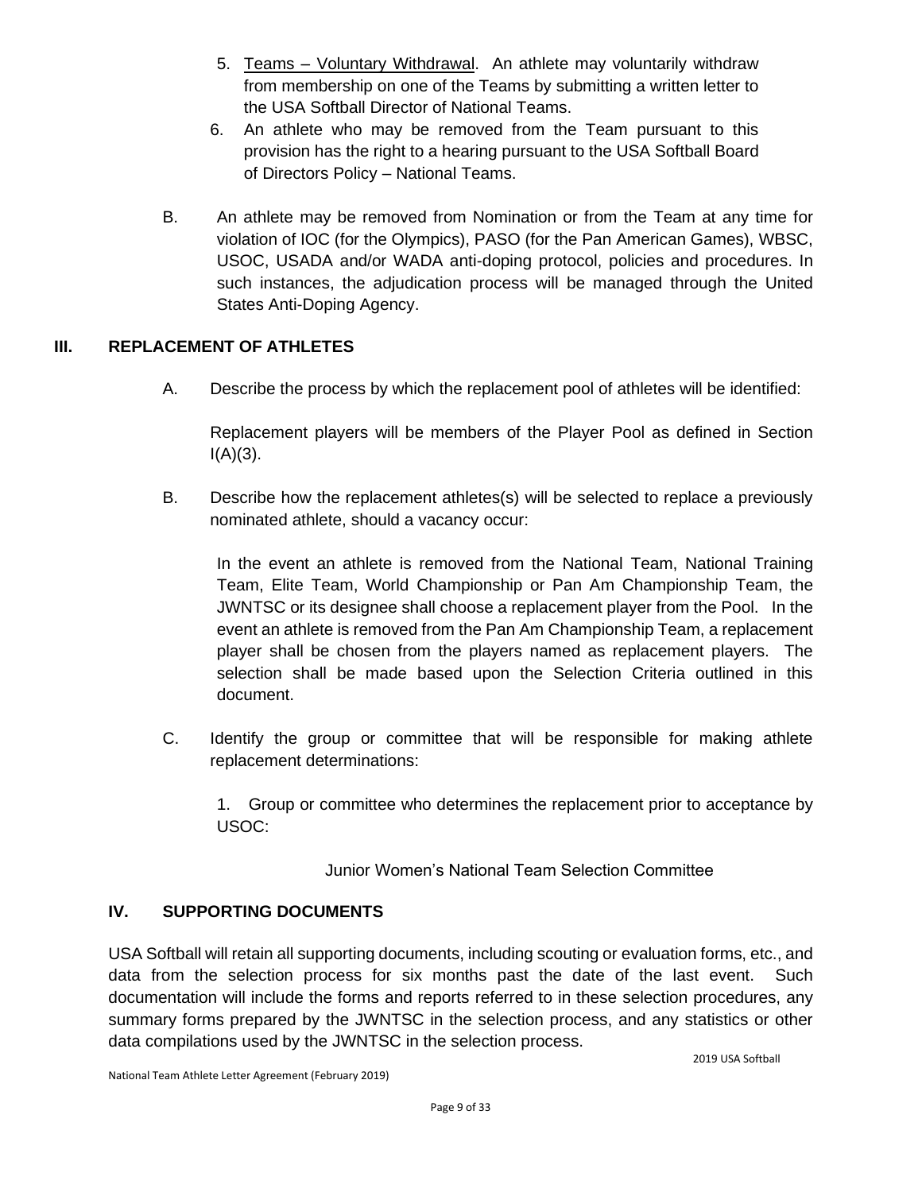5. Teams – Voluntary Withdrawal. An athlete may voluntarily withdraw from membership on one of the Teams by submitting a written letter to the USA Softball Director of National Teams.
6. An athlete who may be removed from the Team pursuant to this provision has the right to a hearing pursuant to the USA Softball Board of Directors Policy – National Teams.

B. An athlete may be removed from Nomination or from the Team at any time for violation of IOC (for the Olympics), PASO (for the Pan American Games), WBSC, USOC, USADA and/or WADA anti-doping protocol, policies and procedures. In such instances, the adjudication process will be managed through the United States Anti-Doping Agency.

## III. REPLACEMENT OF ATHLETES

A. Describe the process by which the replacement pool of athletes will be identified:

Replacement players will be members of the Player Pool as defined in Section I(A)(3).

B. Describe how the replacement athletes(s) will be selected to replace a previously nominated athlete, should a vacancy occur:

In the event an athlete is removed from the National Team, National Training Team, Elite Team, World Championship or Pan Am Championship Team, the JWNTSC or its designee shall choose a replacement player from the Pool. In the event an athlete is removed from the Pan Am Championship Team, a replacement player shall be chosen from the players named as replacement players. The selection shall be made based upon the Selection Criteria outlined in this document.

C. Identify the group or committee that will be responsible for making athlete replacement determinations:

1. Group or committee who determines the replacement prior to acceptance by USOC:

Junior Women's National Team Selection Committee

## IV. SUPPORTING DOCUMENTS

USA Softball will retain all supporting documents, including scouting or evaluation forms, etc., and data from the selection process for six months past the date of the last event. Such documentation will include the forms and reports referred to in these selection procedures, any summary forms prepared by the JWNTSC in the selection process, and any statistics or other data compilations used by the JWNTSC in the selection process.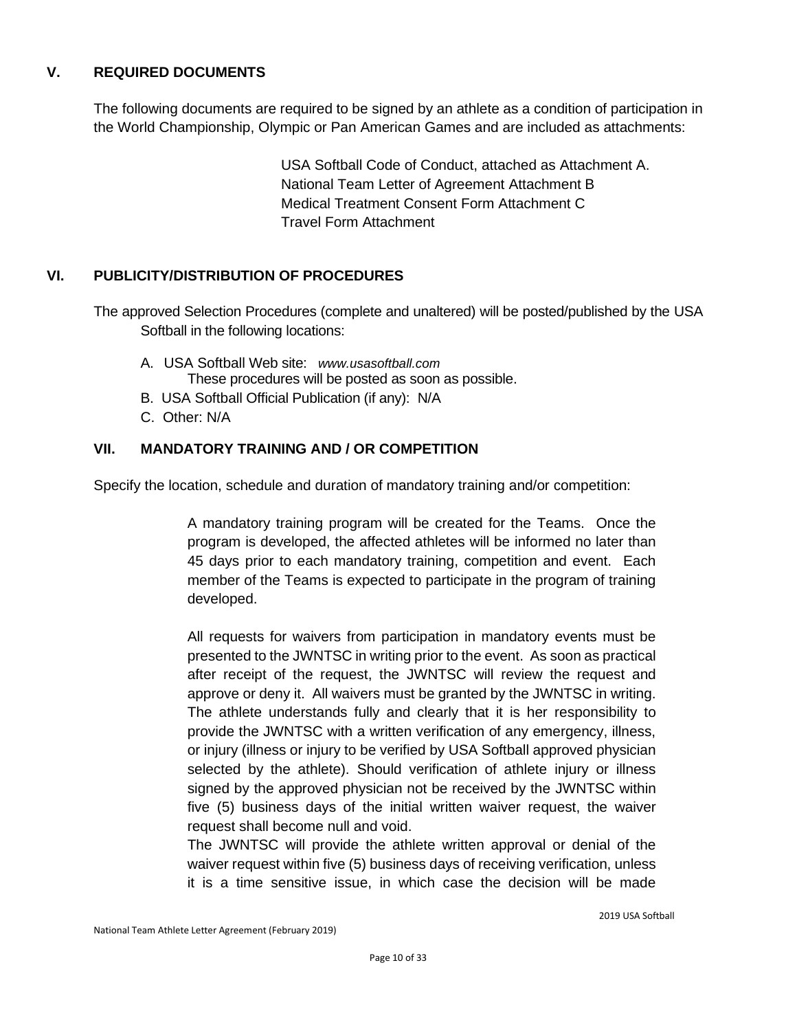## V. REQUIRED DOCUMENTS

The following documents are required to be signed by an athlete as a condition of participation in the World Championship, Olympic or Pan American Games and are included as attachments:

USA Softball Code of Conduct, attached as Attachment A.
National Team Letter of Agreement Attachment B
Medical Treatment Consent Form Attachment C
Travel Form Attachment

## VI. PUBLICITY/DISTRIBUTION OF PROCEDURES

The approved Selection Procedures (complete and unaltered) will be posted/published by the USA Softball in the following locations:

A. USA Softball Web site: *www.usasoftball.com*
These procedures will be posted as soon as possible.
B. USA Softball Official Publication (if any): N/A
C. Other: N/A

## VII. MANDATORY TRAINING AND / OR COMPETITION

Specify the location, schedule and duration of mandatory training and/or competition:

A mandatory training program will be created for the Teams. Once the program is developed, the affected athletes will be informed no later than 45 days prior to each mandatory training, competition and event. Each member of the Teams is expected to participate in the program of training developed.

All requests for waivers from participation in mandatory events must be presented to the JWNTSC in writing prior to the event. As soon as practical after receipt of the request, the JWNTSC will review the request and approve or deny it. All waivers must be granted by the JWNTSC in writing. The athlete understands fully and clearly that it is her responsibility to provide the JWNTSC with a written verification of any emergency, illness, or injury (illness or injury to be verified by USA Softball approved physician selected by the athlete). Should verification of athlete injury or illness signed by the approved physician not be received by the JWNTSC within five (5) business days of the initial written waiver request, the waiver request shall become null and void.
The JWNTSC will provide the athlete written approval or denial of the waiver request within five (5) business days of receiving verification, unless it is a time sensitive issue, in which case the decision will be made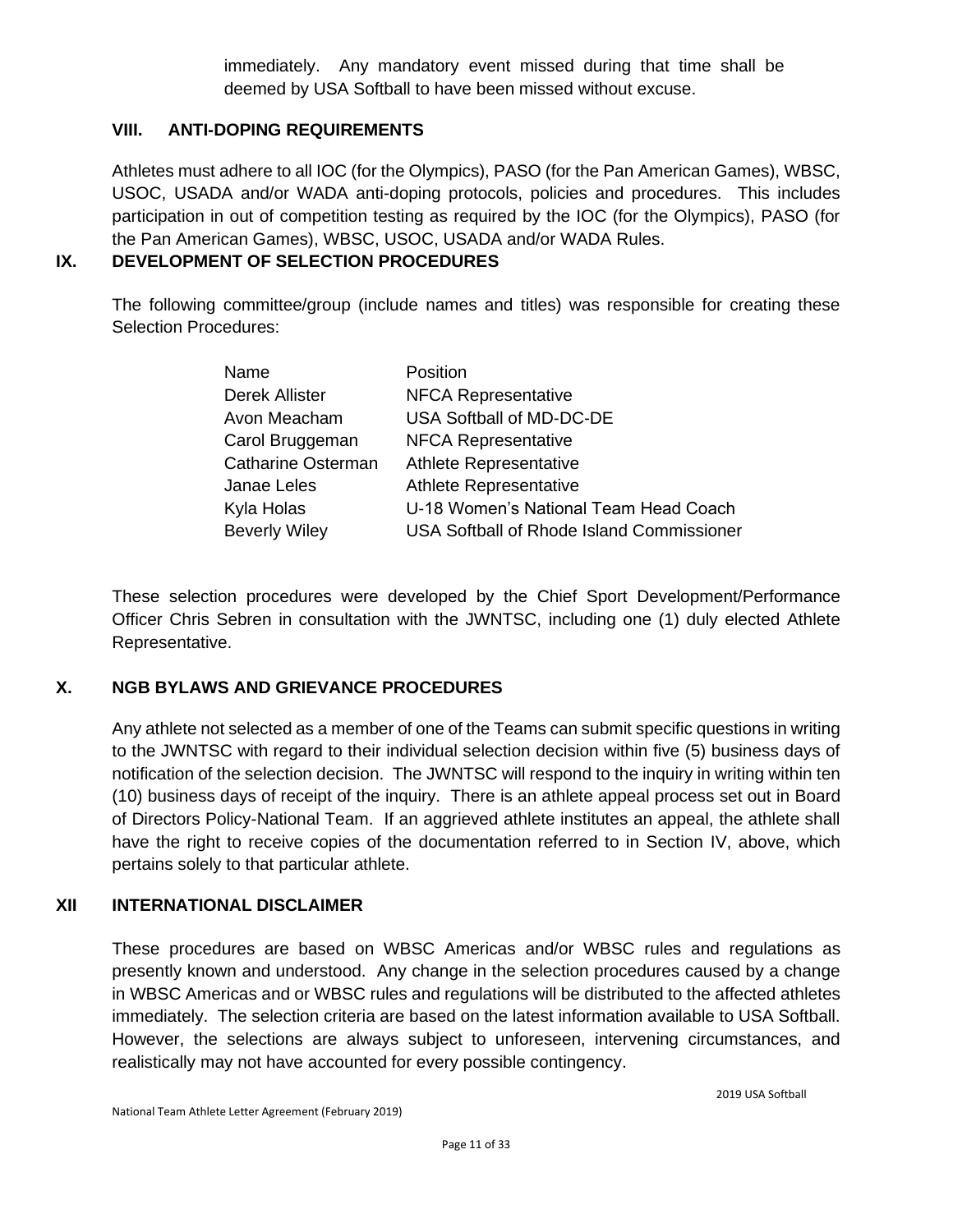immediately. Any mandatory event missed during that time shall be deemed by USA Softball to have been missed without excuse.

## VIII. ANTI-DOPING REQUIREMENTS

Athletes must adhere to all IOC (for the Olympics), PASO (for the Pan American Games), WBSC, USOC, USADA and/or WADA anti-doping protocols, policies and procedures. This includes participation in out of competition testing as required by the IOC (for the Olympics), PASO (for the Pan American Games), WBSC, USOC, USADA and/or WADA Rules.

## IX. DEVELOPMENT OF SELECTION PROCEDURES

The following committee/group (include names and titles) was responsible for creating these Selection Procedures:

| Name | Position |
|---|---|
| Derek Allister | NFCA Representative |
| Avon Meacham | USA Softball of MD-DC-DE |
| Carol Bruggeman | NFCA Representative |
| Catharine Osterman | Athlete Representative |
| Janae Leles | Athlete Representative |
| Kyla Holas | U-18 Women's National Team Head Coach |
| Beverly Wiley | USA Softball of Rhode Island Commissioner |

These selection procedures were developed by the Chief Sport Development/Performance Officer Chris Sebren in consultation with the JWNTSC, including one (1) duly elected Athlete Representative.

## X. NGB BYLAWS AND GRIEVANCE PROCEDURES

Any athlete not selected as a member of one of the Teams can submit specific questions in writing to the JWNTSC with regard to their individual selection decision within five (5) business days of notification of the selection decision. The JWNTSC will respond to the inquiry in writing within ten (10) business days of receipt of the inquiry. There is an athlete appeal process set out in Board of Directors Policy-National Team. If an aggrieved athlete institutes an appeal, the athlete shall have the right to receive copies of the documentation referred to in Section IV, above, which pertains solely to that particular athlete.

## XII INTERNATIONAL DISCLAIMER

These procedures are based on WBSC Americas and/or WBSC rules and regulations as presently known and understood. Any change in the selection procedures caused by a change in WBSC Americas and or WBSC rules and regulations will be distributed to the affected athletes immediately. The selection criteria are based on the latest information available to USA Softball. However, the selections are always subject to unforeseen, intervening circumstances, and realistically may not have accounted for every possible contingency.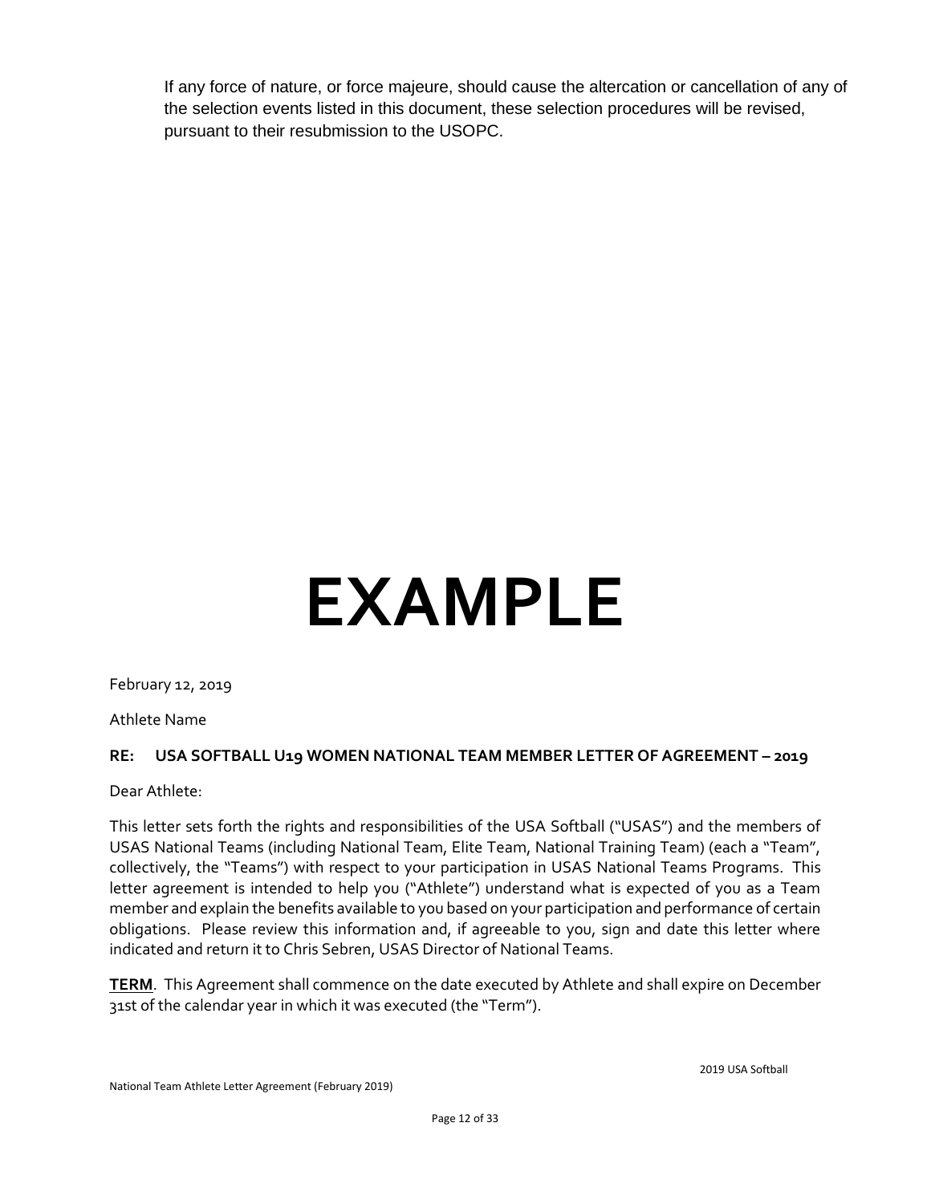If any force of nature, or force majeure, should cause the altercation or cancellation of any of the selection events listed in this document, these selection procedures will be revised, pursuant to their resubmission to the USOPC.

# EXAMPLE

February 12, 2019

Athlete Name

**RE: USA SOFTBALL U19 WOMEN NATIONAL TEAM MEMBER LETTER OF AGREEMENT – 2019**

Dear Athlete:

This letter sets forth the rights and responsibilities of the USA Softball ("USAS") and the members of USAS National Teams (including National Team, Elite Team, National Training Team) (each a "Team", collectively, the "Teams") with respect to your participation in USAS National Teams Programs. This letter agreement is intended to help you ("Athlete") understand what is expected of you as a Team member and explain the benefits available to you based on your participation and performance of certain obligations. Please review this information and, if agreeable to you, sign and date this letter where indicated and return it to Chris Sebren, USAS Director of National Teams.

**TERM**. This Agreement shall commence on the date executed by Athlete and shall expire on December 31st of the calendar year in which it was executed (the "Term").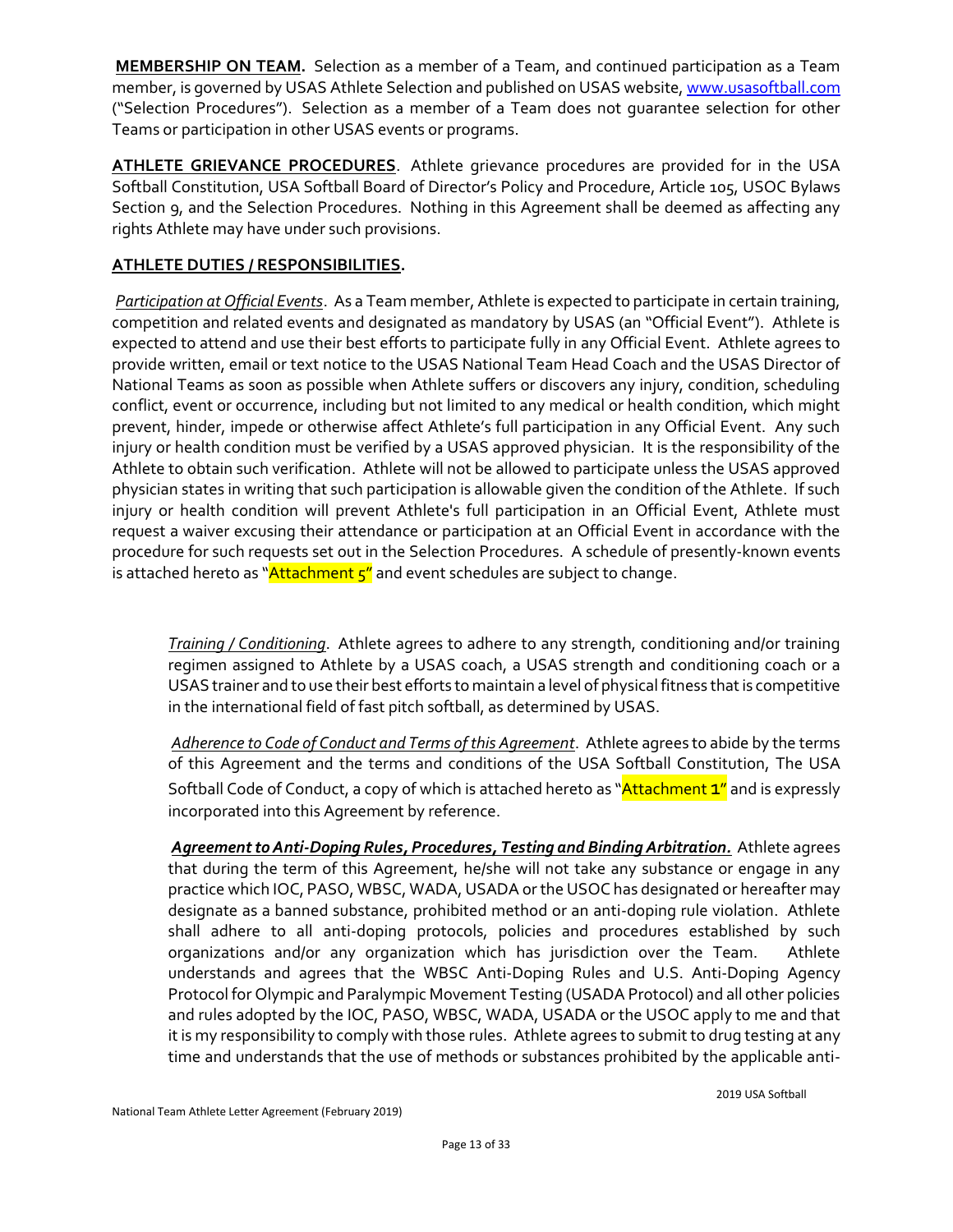**MEMBERSHIP ON TEAM.** Selection as a member of a Team, and continued participation as a Team member, is governed by USAS Athlete Selection and published on USAS website, www.usasoftball.com ("Selection Procedures"). Selection as a member of a Team does not guarantee selection for other Teams or participation in other USAS events or programs.

**ATHLETE GRIEVANCE PROCEDURES**. Athlete grievance procedures are provided for in the USA Softball Constitution, USA Softball Board of Director's Policy and Procedure, Article 105, USOC Bylaws Section 9, and the Selection Procedures. Nothing in this Agreement shall be deemed as affecting any rights Athlete may have under such provisions.

**ATHLETE DUTIES / RESPONSIBILITIES.**

*Participation at Official Events*. As a Team member, Athlete is expected to participate in certain training, competition and related events and designated as mandatory by USAS (an "Official Event"). Athlete is expected to attend and use their best efforts to participate fully in any Official Event. Athlete agrees to provide written, email or text notice to the USAS National Team Head Coach and the USAS Director of National Teams as soon as possible when Athlete suffers or discovers any injury, condition, scheduling conflict, event or occurrence, including but not limited to any medical or health condition, which might prevent, hinder, impede or otherwise affect Athlete's full participation in any Official Event. Any such injury or health condition must be verified by a USAS approved physician. It is the responsibility of the Athlete to obtain such verification. Athlete will not be allowed to participate unless the USAS approved physician states in writing that such participation is allowable given the condition of the Athlete. If such injury or health condition will prevent Athlete's full participation in an Official Event, Athlete must request a waiver excusing their attendance or participation at an Official Event in accordance with the procedure for such requests set out in the Selection Procedures. A schedule of presently-known events is attached hereto as "Attachment 5" and event schedules are subject to change.

*Training / Conditioning*. Athlete agrees to adhere to any strength, conditioning and/or training regimen assigned to Athlete by a USAS coach, a USAS strength and conditioning coach or a USAS trainer and to use their best efforts to maintain a level of physical fitness that is competitive in the international field of fast pitch softball, as determined by USAS.

*Adherence to Code of Conduct and Terms of this Agreement*. Athlete agrees to abide by the terms of this Agreement and the terms and conditions of the USA Softball Constitution, The USA Softball Code of Conduct, a copy of which is attached hereto as "Attachment 1" and is expressly incorporated into this Agreement by reference.

***Agreement to Anti-Doping Rules, Procedures, Testing and Binding Arbitration.*** Athlete agrees that during the term of this Agreement, he/she will not take any substance or engage in any practice which IOC, PASO, WBSC, WADA, USADA or the USOC has designated or hereafter may designate as a banned substance, prohibited method or an anti-doping rule violation. Athlete shall adhere to all anti-doping protocols, policies and procedures established by such organizations and/or any organization which has jurisdiction over the Team. Athlete understands and agrees that the WBSC Anti-Doping Rules and U.S. Anti-Doping Agency Protocol for Olympic and Paralympic Movement Testing (USADA Protocol) and all other policies and rules adopted by the IOC, PASO, WBSC, WADA, USADA or the USOC apply to me and that it is my responsibility to comply with those rules. Athlete agrees to submit to drug testing at any time and understands that the use of methods or substances prohibited by the applicable anti-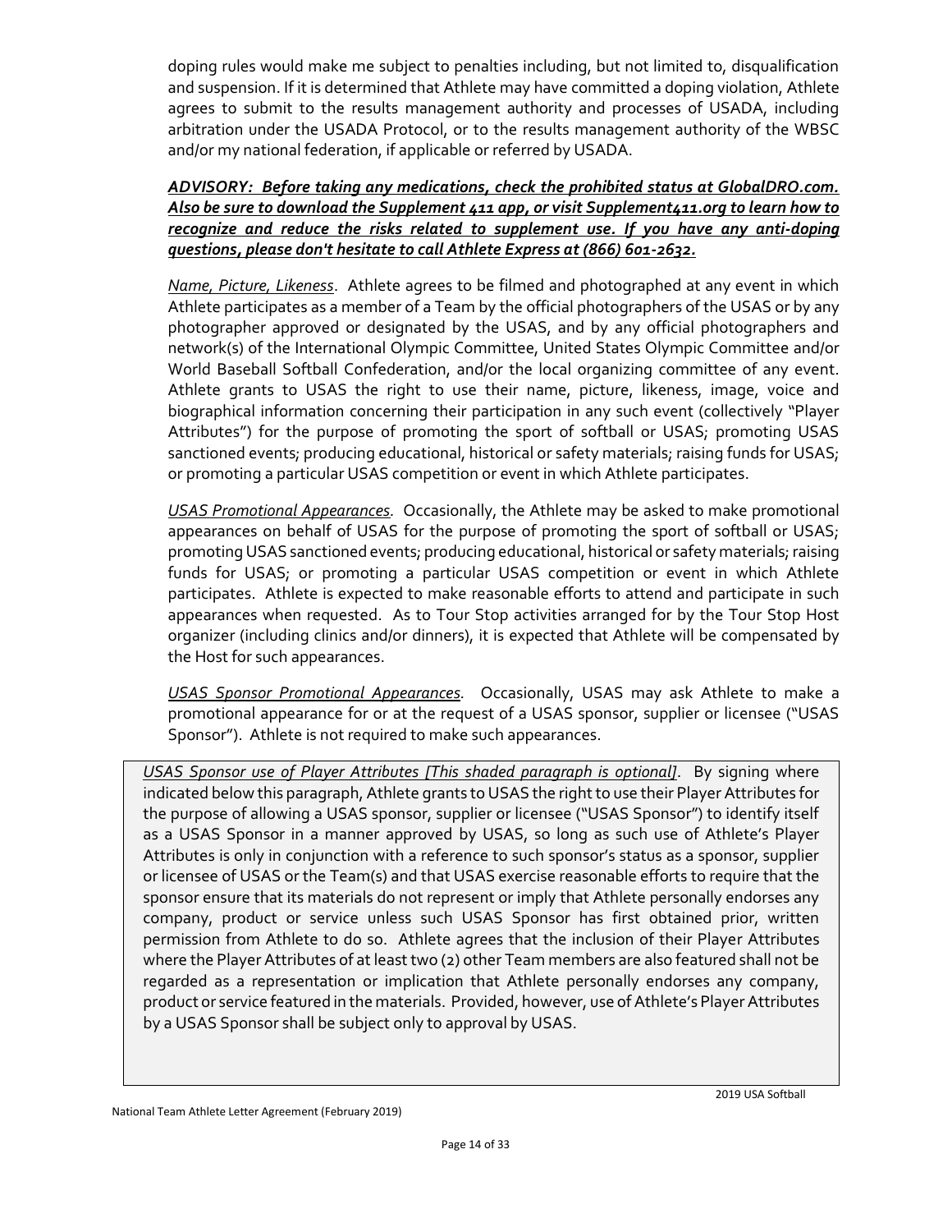doping rules would make me subject to penalties including, but not limited to, disqualification and suspension. If it is determined that Athlete may have committed a doping violation, Athlete agrees to submit to the results management authority and processes of USADA, including arbitration under the USADA Protocol, or to the results management authority of the WBSC and/or my national federation, if applicable or referred by USADA.

***ADVISORY: Before taking any medications, check the prohibited status at GlobalDRO.com. Also be sure to download the Supplement 411 app, or visit Supplement411.org to learn how to recognize and reduce the risks related to supplement use. If you have any anti-doping questions, please don't hesitate to call Athlete Express at (866) 601-2632.***

*Name, Picture, Likeness*. Athlete agrees to be filmed and photographed at any event in which Athlete participates as a member of a Team by the official photographers of the USAS or by any photographer approved or designated by the USAS, and by any official photographers and network(s) of the International Olympic Committee, United States Olympic Committee and/or World Baseball Softball Confederation, and/or the local organizing committee of any event. Athlete grants to USAS the right to use their name, picture, likeness, image, voice and biographical information concerning their participation in any such event (collectively "Player Attributes") for the purpose of promoting the sport of softball or USAS; promoting USAS sanctioned events; producing educational, historical or safety materials; raising funds for USAS; or promoting a particular USAS competition or event in which Athlete participates.

*USAS Promotional Appearances.* Occasionally, the Athlete may be asked to make promotional appearances on behalf of USAS for the purpose of promoting the sport of softball or USAS; promoting USAS sanctioned events; producing educational, historical or safety materials; raising funds for USAS; or promoting a particular USAS competition or event in which Athlete participates. Athlete is expected to make reasonable efforts to attend and participate in such appearances when requested. As to Tour Stop activities arranged for by the Tour Stop Host organizer (including clinics and/or dinners), it is expected that Athlete will be compensated by the Host for such appearances.

*USAS Sponsor Promotional Appearances.* Occasionally, USAS may ask Athlete to make a promotional appearance for or at the request of a USAS sponsor, supplier or licensee ("USAS Sponsor"). Athlete is not required to make such appearances.

*USAS Sponsor use of Player Attributes [This shaded paragraph is optional]*. By signing where indicated below this paragraph, Athlete grants to USAS the right to use their Player Attributes for the purpose of allowing a USAS sponsor, supplier or licensee ("USAS Sponsor") to identify itself as a USAS Sponsor in a manner approved by USAS, so long as such use of Athlete's Player Attributes is only in conjunction with a reference to such sponsor's status as a sponsor, supplier or licensee of USAS or the Team(s) and that USAS exercise reasonable efforts to require that the sponsor ensure that its materials do not represent or imply that Athlete personally endorses any company, product or service unless such USAS Sponsor has first obtained prior, written permission from Athlete to do so. Athlete agrees that the inclusion of their Player Attributes where the Player Attributes of at least two (2) other Team members are also featured shall not be regarded as a representation or implication that Athlete personally endorses any company, product or service featured in the materials. Provided, however, use of Athlete's Player Attributes by a USAS Sponsor shall be subject only to approval by USAS.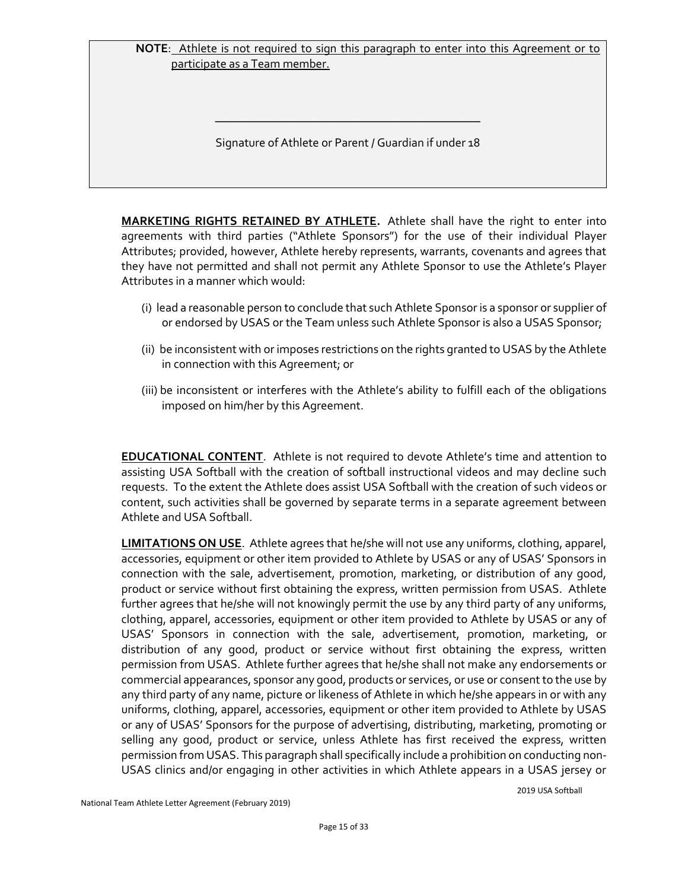**NOTE**: Athlete is not required to sign this paragraph to enter into this Agreement or to participate as a Team member.

\_\_\_\_\_\_\_\_\_\_\_\_\_\_\_\_\_\_\_\_\_\_\_\_\_\_\_\_\_\_\_\_\_\_\_\_\_\_\_\_\_\_

Signature of Athlete or Parent / Guardian if under 18

**MARKETING RIGHTS RETAINED BY ATHLETE.** Athlete shall have the right to enter into agreements with third parties ("Athlete Sponsors") for the use of their individual Player Attributes; provided, however, Athlete hereby represents, warrants, covenants and agrees that they have not permitted and shall not permit any Athlete Sponsor to use the Athlete's Player Attributes in a manner which would:

(i) lead a reasonable person to conclude that such Athlete Sponsor is a sponsor or supplier of or endorsed by USAS or the Team unless such Athlete Sponsor is also a USAS Sponsor;

(ii) be inconsistent with or imposes restrictions on the rights granted to USAS by the Athlete in connection with this Agreement; or

(iii) be inconsistent or interferes with the Athlete's ability to fulfill each of the obligations imposed on him/her by this Agreement.

**EDUCATIONAL CONTENT**. Athlete is not required to devote Athlete's time and attention to assisting USA Softball with the creation of softball instructional videos and may decline such requests. To the extent the Athlete does assist USA Softball with the creation of such videos or content, such activities shall be governed by separate terms in a separate agreement between Athlete and USA Softball.

**LIMITATIONS ON USE**. Athlete agrees that he/she will not use any uniforms, clothing, apparel, accessories, equipment or other item provided to Athlete by USAS or any of USAS' Sponsors in connection with the sale, advertisement, promotion, marketing, or distribution of any good, product or service without first obtaining the express, written permission from USAS. Athlete further agrees that he/she will not knowingly permit the use by any third party of any uniforms, clothing, apparel, accessories, equipment or other item provided to Athlete by USAS or any of USAS' Sponsors in connection with the sale, advertisement, promotion, marketing, or distribution of any good, product or service without first obtaining the express, written permission from USAS. Athlete further agrees that he/she shall not make any endorsements or commercial appearances, sponsor any good, products or services, or use or consent to the use by any third party of any name, picture or likeness of Athlete in which he/she appears in or with any uniforms, clothing, apparel, accessories, equipment or other item provided to Athlete by USAS or any of USAS' Sponsors for the purpose of advertising, distributing, marketing, promoting or selling any good, product or service, unless Athlete has first received the express, written permission from USAS. This paragraph shall specifically include a prohibition on conducting non-USAS clinics and/or engaging in other activities in which Athlete appears in a USAS jersey or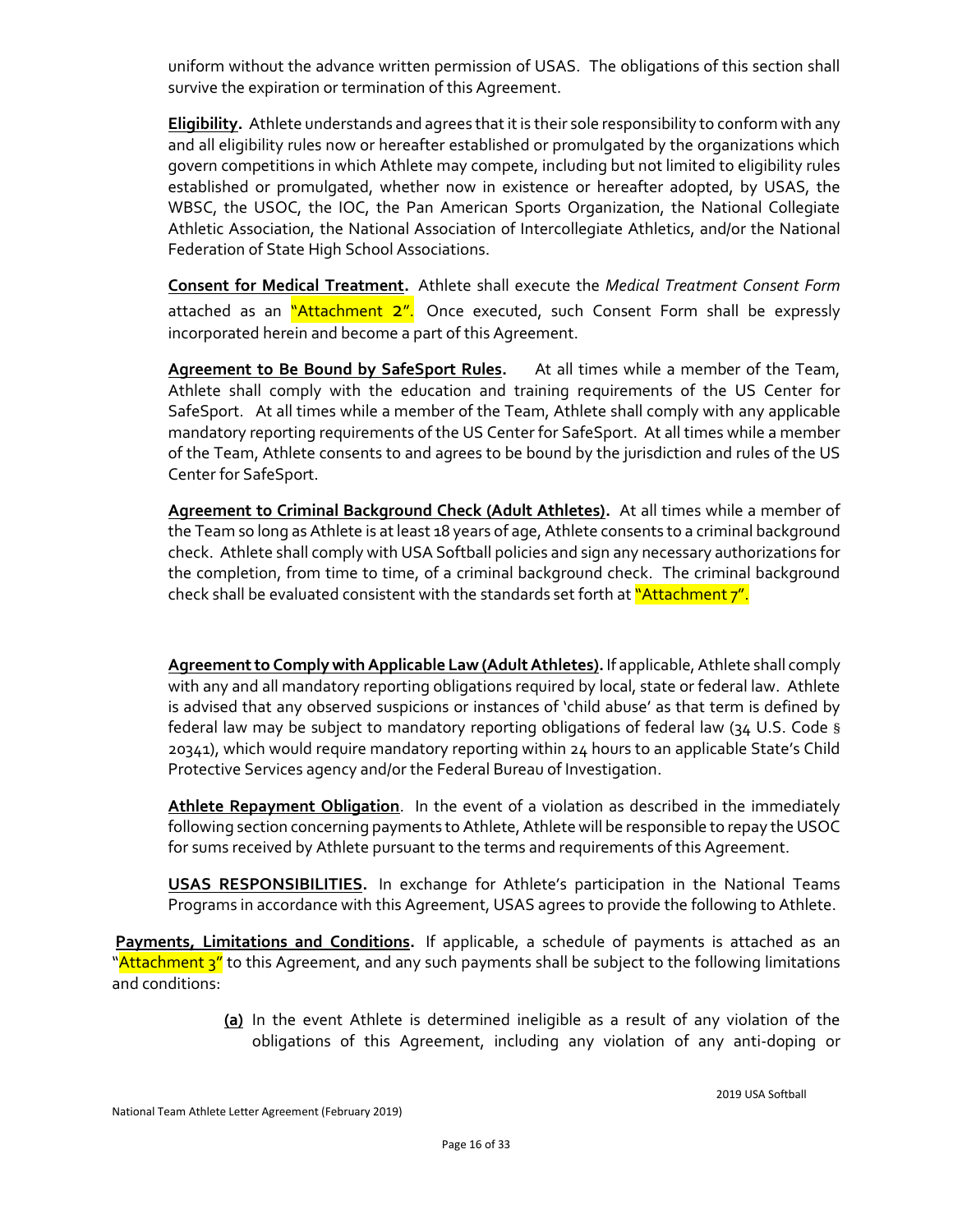uniform without the advance written permission of USAS. The obligations of this section shall survive the expiration or termination of this Agreement.

**Eligibility.** Athlete understands and agrees that it is their sole responsibility to conform with any and all eligibility rules now or hereafter established or promulgated by the organizations which govern competitions in which Athlete may compete, including but not limited to eligibility rules established or promulgated, whether now in existence or hereafter adopted, by USAS, the WBSC, the USOC, the IOC, the Pan American Sports Organization, the National Collegiate Athletic Association, the National Association of Intercollegiate Athletics, and/or the National Federation of State High School Associations.

**Consent for Medical Treatment.** Athlete shall execute the *Medical Treatment Consent Form* attached as an "Attachment 2". Once executed, such Consent Form shall be expressly incorporated herein and become a part of this Agreement.

**Agreement to Be Bound by SafeSport Rules.** At all times while a member of the Team, Athlete shall comply with the education and training requirements of the US Center for SafeSport. At all times while a member of the Team, Athlete shall comply with any applicable mandatory reporting requirements of the US Center for SafeSport. At all times while a member of the Team, Athlete consents to and agrees to be bound by the jurisdiction and rules of the US Center for SafeSport.

**Agreement to Criminal Background Check (Adult Athletes).** At all times while a member of the Team so long as Athlete is at least 18 years of age, Athlete consents to a criminal background check. Athlete shall comply with USA Softball policies and sign any necessary authorizations for the completion, from time to time, of a criminal background check. The criminal background check shall be evaluated consistent with the standards set forth at "Attachment 7".

**Agreement to Comply with Applicable Law (Adult Athletes).** If applicable, Athlete shall comply with any and all mandatory reporting obligations required by local, state or federal law. Athlete is advised that any observed suspicions or instances of 'child abuse' as that term is defined by federal law may be subject to mandatory reporting obligations of federal law (34 U.S. Code § 20341), which would require mandatory reporting within 24 hours to an applicable State's Child Protective Services agency and/or the Federal Bureau of Investigation.

**Athlete Repayment Obligation**. In the event of a violation as described in the immediately following section concerning payments to Athlete, Athlete will be responsible to repay the USOC for sums received by Athlete pursuant to the terms and requirements of this Agreement.

**USAS RESPONSIBILITIES.** In exchange for Athlete's participation in the National Teams Programs in accordance with this Agreement, USAS agrees to provide the following to Athlete.

**Payments, Limitations and Conditions.** If applicable, a schedule of payments is attached as an "Attachment 3" to this Agreement, and any such payments shall be subject to the following limitations and conditions:

**(a)** In the event Athlete is determined ineligible as a result of any violation of the obligations of this Agreement, including any violation of any anti-doping or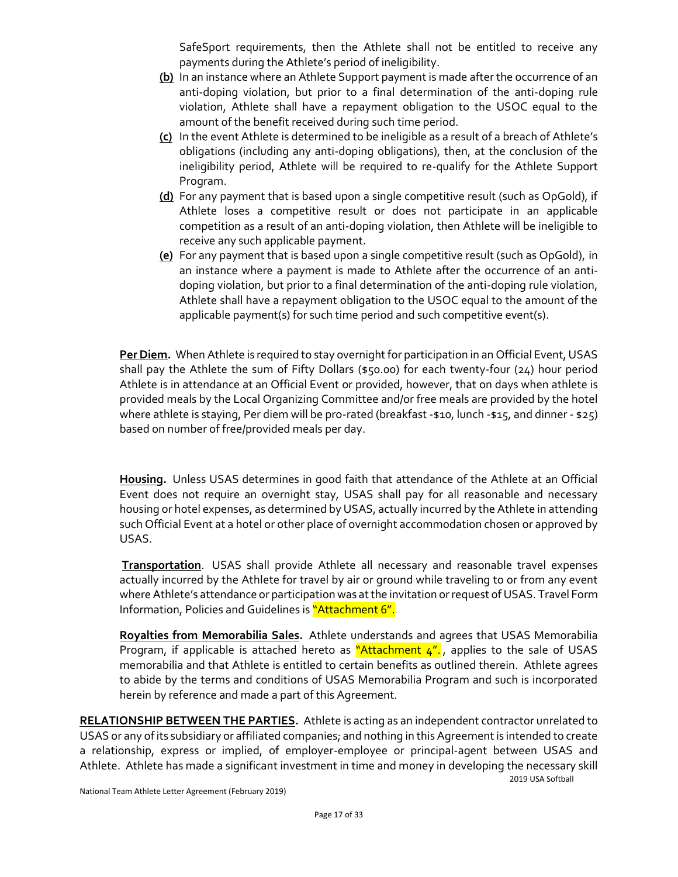SafeSport requirements, then the Athlete shall not be entitled to receive any payments during the Athlete's period of ineligibility.

**(b)** In an instance where an Athlete Support payment is made after the occurrence of an anti-doping violation, but prior to a final determination of the anti-doping rule violation, Athlete shall have a repayment obligation to the USOC equal to the amount of the benefit received during such time period.

**(c)** In the event Athlete is determined to be ineligible as a result of a breach of Athlete's obligations (including any anti-doping obligations), then, at the conclusion of the ineligibility period, Athlete will be required to re-qualify for the Athlete Support Program.

**(d)** For any payment that is based upon a single competitive result (such as OpGold), if Athlete loses a competitive result or does not participate in an applicable competition as a result of an anti-doping violation, then Athlete will be ineligible to receive any such applicable payment.

**(e)** For any payment that is based upon a single competitive result (such as OpGold), in an instance where a payment is made to Athlete after the occurrence of an anti-doping violation, but prior to a final determination of the anti-doping rule violation, Athlete shall have a repayment obligation to the USOC equal to the amount of the applicable payment(s) for such time period and such competitive event(s).

**Per Diem.** When Athlete is required to stay overnight for participation in an Official Event, USAS shall pay the Athlete the sum of Fifty Dollars ($50.00) for each twenty-four (24) hour period Athlete is in attendance at an Official Event or provided, however, that on days when athlete is provided meals by the Local Organizing Committee and/or free meals are provided by the hotel where athlete is staying, Per diem will be pro-rated (breakfast -$10, lunch -$15, and dinner - $25) based on number of free/provided meals per day.

**Housing.** Unless USAS determines in good faith that attendance of the Athlete at an Official Event does not require an overnight stay, USAS shall pay for all reasonable and necessary housing or hotel expenses, as determined by USAS, actually incurred by the Athlete in attending such Official Event at a hotel or other place of overnight accommodation chosen or approved by USAS.

**Transportation**. USAS shall provide Athlete all necessary and reasonable travel expenses actually incurred by the Athlete for travel by air or ground while traveling to or from any event where Athlete's attendance or participation was at the invitation or request of USAS. Travel Form Information, Policies and Guidelines is "Attachment 6".

**Royalties from Memorabilia Sales.** Athlete understands and agrees that USAS Memorabilia Program, if applicable is attached hereto as "Attachment 4"., applies to the sale of USAS memorabilia and that Athlete is entitled to certain benefits as outlined therein. Athlete agrees to abide by the terms and conditions of USAS Memorabilia Program and such is incorporated herein by reference and made a part of this Agreement.

**RELATIONSHIP BETWEEN THE PARTIES.** Athlete is acting as an independent contractor unrelated to USAS or any of its subsidiary or affiliated companies; and nothing in this Agreement is intended to create a relationship, express or implied, of employer-employee or principal-agent between USAS and Athlete. Athlete has made a significant investment in time and money in developing the necessary skill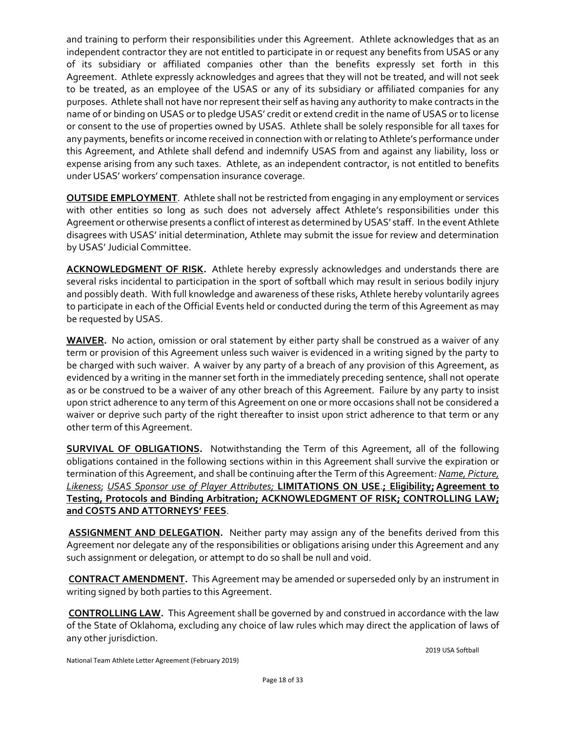and training to perform their responsibilities under this Agreement. Athlete acknowledges that as an independent contractor they are not entitled to participate in or request any benefits from USAS or any of its subsidiary or affiliated companies other than the benefits expressly set forth in this Agreement. Athlete expressly acknowledges and agrees that they will not be treated, and will not seek to be treated, as an employee of the USAS or any of its subsidiary or affiliated companies for any purposes. Athlete shall not have nor represent their self as having any authority to make contracts in the name of or binding on USAS or to pledge USAS' credit or extend credit in the name of USAS or to license or consent to the use of properties owned by USAS. Athlete shall be solely responsible for all taxes for any payments, benefits or income received in connection with or relating to Athlete's performance under this Agreement, and Athlete shall defend and indemnify USAS from and against any liability, loss or expense arising from any such taxes. Athlete, as an independent contractor, is not entitled to benefits under USAS' workers' compensation insurance coverage.

**OUTSIDE EMPLOYMENT**. Athlete shall not be restricted from engaging in any employment or services with other entities so long as such does not adversely affect Athlete's responsibilities under this Agreement or otherwise presents a conflict of interest as determined by USAS' staff. In the event Athlete disagrees with USAS' initial determination, Athlete may submit the issue for review and determination by USAS' Judicial Committee.

**ACKNOWLEDGMENT OF RISK.** Athlete hereby expressly acknowledges and understands there are several risks incidental to participation in the sport of softball which may result in serious bodily injury and possibly death. With full knowledge and awareness of these risks, Athlete hereby voluntarily agrees to participate in each of the Official Events held or conducted during the term of this Agreement as may be requested by USAS.

**WAIVER.** No action, omission or oral statement by either party shall be construed as a waiver of any term or provision of this Agreement unless such waiver is evidenced in a writing signed by the party to be charged with such waiver. A waiver by any party of a breach of any provision of this Agreement, as evidenced by a writing in the manner set forth in the immediately preceding sentence, shall not operate as or be construed to be a waiver of any other breach of this Agreement. Failure by any party to insist upon strict adherence to any term of this Agreement on one or more occasions shall not be considered a waiver or deprive such party of the right thereafter to insist upon strict adherence to that term or any other term of this Agreement.

**SURVIVAL OF OBLIGATIONS.** Notwithstanding the Term of this Agreement, all of the following obligations contained in the following sections within in this Agreement shall survive the expiration or termination of this Agreement, and shall be continuing after the Term of this Agreement: *Name, Picture, Likeness*; *USAS Sponsor use of Player Attributes;* **LIMITATIONS ON USE**.**; Eligibility; Agreement to Testing, Protocols and Binding Arbitration; ACKNOWLEDGMENT OF RISK; CONTROLLING LAW; and COSTS AND ATTORNEYS' FEES**.

**ASSIGNMENT AND DELEGATION.** Neither party may assign any of the benefits derived from this Agreement nor delegate any of the responsibilities or obligations arising under this Agreement and any such assignment or delegation, or attempt to do so shall be null and void.

**CONTRACT AMENDMENT.** This Agreement may be amended or superseded only by an instrument in writing signed by both parties to this Agreement.

**CONTROLLING LAW.** This Agreement shall be governed by and construed in accordance with the law of the State of Oklahoma, excluding any choice of law rules which may direct the application of laws of any other jurisdiction.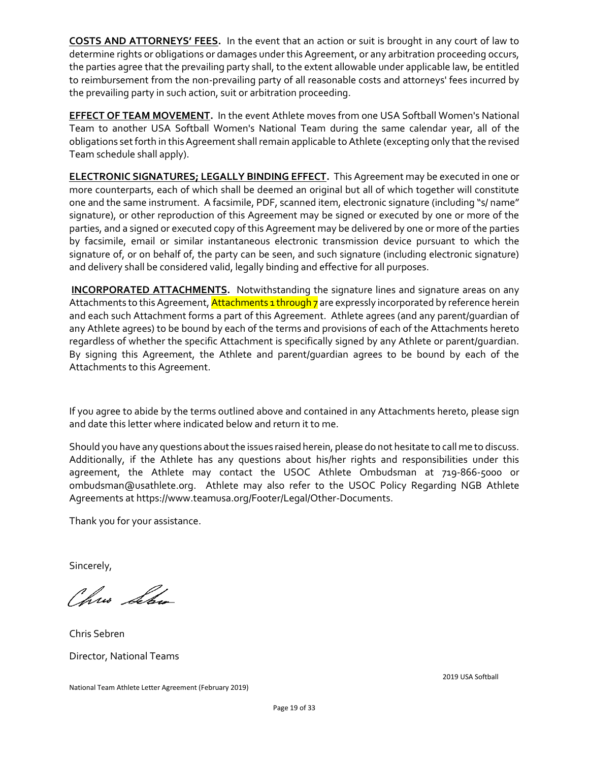**COSTS AND ATTORNEYS' FEES.** In the event that an action or suit is brought in any court of law to determine rights or obligations or damages under this Agreement, or any arbitration proceeding occurs, the parties agree that the prevailing party shall, to the extent allowable under applicable law, be entitled to reimbursement from the non-prevailing party of all reasonable costs and attorneys' fees incurred by the prevailing party in such action, suit or arbitration proceeding.

**EFFECT OF TEAM MOVEMENT.** In the event Athlete moves from one USA Softball Women's National Team to another USA Softball Women's National Team during the same calendar year, all of the obligations set forth in this Agreement shall remain applicable to Athlete (excepting only that the revised Team schedule shall apply).

**ELECTRONIC SIGNATURES; LEGALLY BINDING EFFECT.** This Agreement may be executed in one or more counterparts, each of which shall be deemed an original but all of which together will constitute one and the same instrument. A facsimile, PDF, scanned item, electronic signature (including "s/ name" signature), or other reproduction of this Agreement may be signed or executed by one or more of the parties, and a signed or executed copy of this Agreement may be delivered by one or more of the parties by facsimile, email or similar instantaneous electronic transmission device pursuant to which the signature of, or on behalf of, the party can be seen, and such signature (including electronic signature) and delivery shall be considered valid, legally binding and effective for all purposes.

**INCORPORATED ATTACHMENTS.** Notwithstanding the signature lines and signature areas on any Attachments to this Agreement, Attachments 1 through 7 are expressly incorporated by reference herein and each such Attachment forms a part of this Agreement. Athlete agrees (and any parent/guardian of any Athlete agrees) to be bound by each of the terms and provisions of each of the Attachments hereto regardless of whether the specific Attachment is specifically signed by any Athlete or parent/guardian. By signing this Agreement, the Athlete and parent/guardian agrees to be bound by each of the Attachments to this Agreement.

If you agree to abide by the terms outlined above and contained in any Attachments hereto, please sign and date this letter where indicated below and return it to me.

Should you have any questions about the issues raised herein, please do not hesitate to call me to discuss. Additionally, if the Athlete has any questions about his/her rights and responsibilities under this agreement, the Athlete may contact the USOC Athlete Ombudsman at 719-866-5000 or ombudsman@usathlete.org. Athlete may also refer to the USOC Policy Regarding NGB Athlete Agreements at https://www.teamusa.org/Footer/Legal/Other-Documents.

Thank you for your assistance.

Sincerely,

Chris Sebren

Chris Sebren

Director, National Teams

2019 USA Softball

National Team Athlete Letter Agreement (February 2019)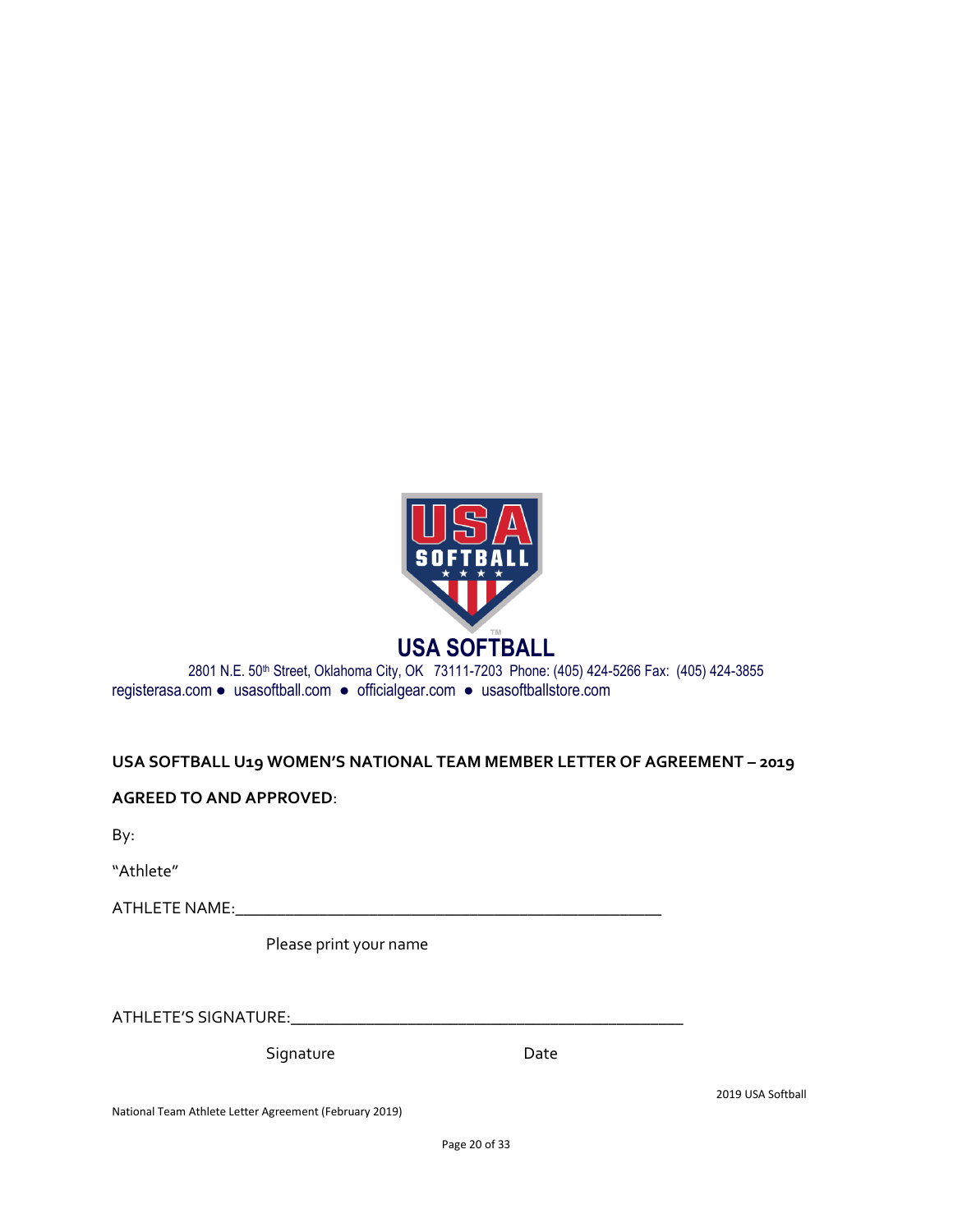USA SOFTBALL

2801 N.E. 50th Street, Oklahoma City, OK 73111-7203 Phone: (405) 424-5266 Fax: (405) 424-3855

registerasa.com ● usasoftball.com ● officialgear.com ● usasoftballstore.com

**USA SOFTBALL U19 WOMEN'S NATIONAL TEAM MEMBER LETTER OF AGREEMENT – 2019**

**AGREED TO AND APPROVED**:

By:

"Athlete"

ATHLETE NAME:_______________________________________________

Please print your name

ATHLETE'S SIGNATURE:___________________________________________

Signature                                        Date

2019 USA Softball

National Team Athlete Letter Agreement (February 2019)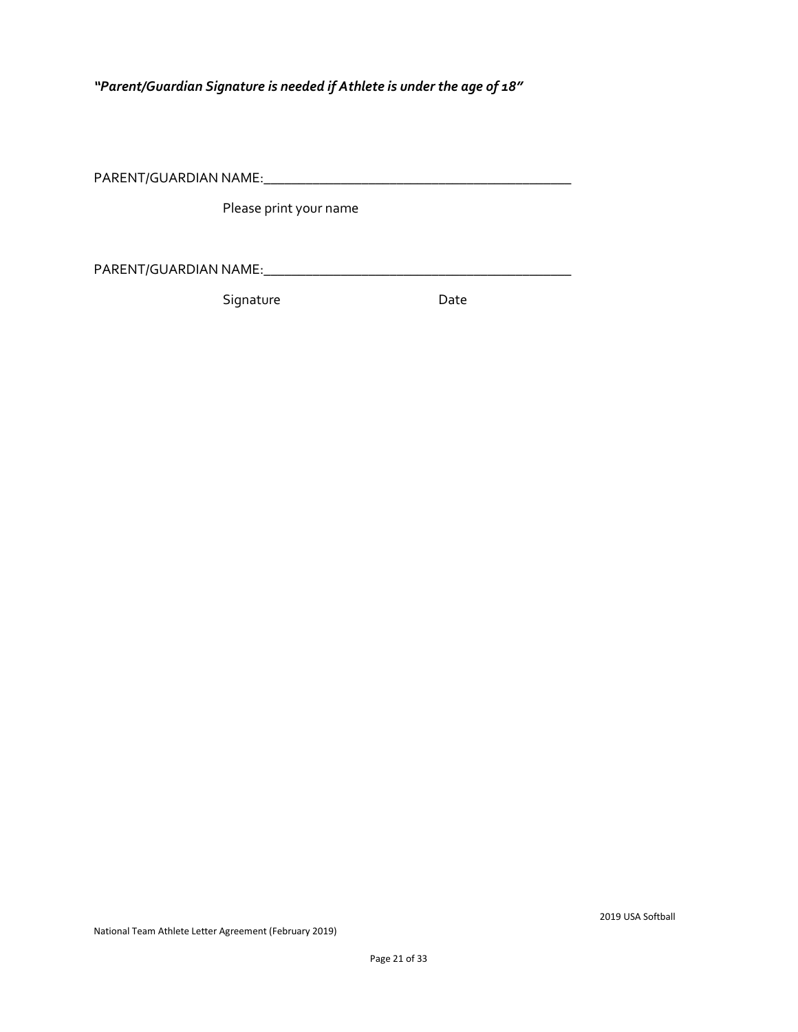*"Parent/Guardian Signature is needed if Athlete is under the age of 18"*

PARENT/GUARDIAN NAME:_____________________________________________

Please print your name

PARENT/GUARDIAN NAME:_____________________________________________

Signature                                        Date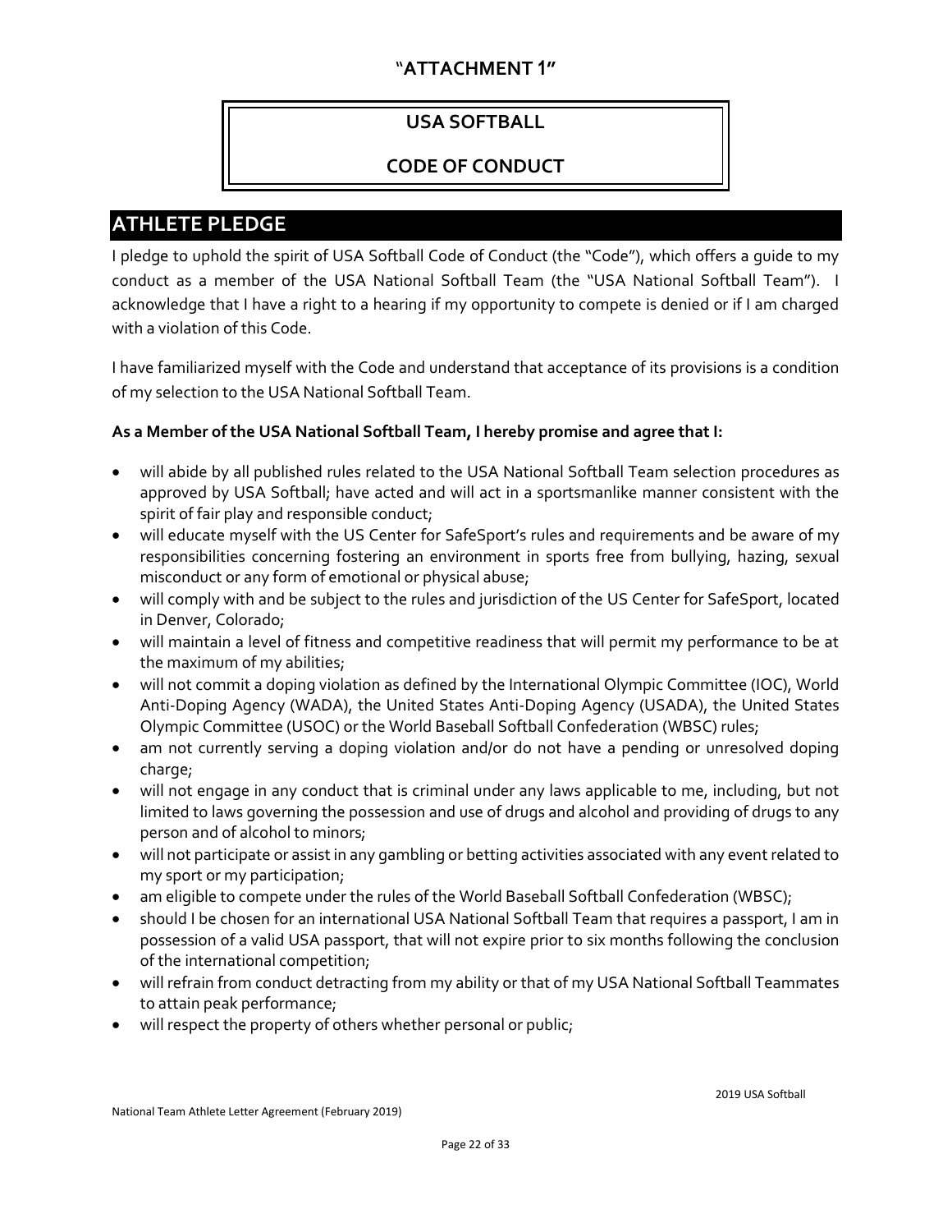# "ATTACHMENT 1"

## USA SOFTBALL

## CODE OF CONDUCT

## ATHLETE PLEDGE

I pledge to uphold the spirit of USA Softball Code of Conduct (the "Code"), which offers a guide to my conduct as a member of the USA National Softball Team (the "USA National Softball Team"). I acknowledge that I have a right to a hearing if my opportunity to compete is denied or if I am charged with a violation of this Code.

I have familiarized myself with the Code and understand that acceptance of its provisions is a condition of my selection to the USA National Softball Team.

**As a Member of the USA National Softball Team, I hereby promise and agree that I:**

- will abide by all published rules related to the USA National Softball Team selection procedures as approved by USA Softball; have acted and will act in a sportsmanlike manner consistent with the spirit of fair play and responsible conduct;
- will educate myself with the US Center for SafeSport's rules and requirements and be aware of my responsibilities concerning fostering an environment in sports free from bullying, hazing, sexual misconduct or any form of emotional or physical abuse;
- will comply with and be subject to the rules and jurisdiction of the US Center for SafeSport, located in Denver, Colorado;
- will maintain a level of fitness and competitive readiness that will permit my performance to be at the maximum of my abilities;
- will not commit a doping violation as defined by the International Olympic Committee (IOC), World Anti-Doping Agency (WADA), the United States Anti-Doping Agency (USADA), the United States Olympic Committee (USOC) or the World Baseball Softball Confederation (WBSC) rules;
- am not currently serving a doping violation and/or do not have a pending or unresolved doping charge;
- will not engage in any conduct that is criminal under any laws applicable to me, including, but not limited to laws governing the possession and use of drugs and alcohol and providing of drugs to any person and of alcohol to minors;
- will not participate or assist in any gambling or betting activities associated with any event related to my sport or my participation;
- am eligible to compete under the rules of the World Baseball Softball Confederation (WBSC);
- should I be chosen for an international USA National Softball Team that requires a passport, I am in possession of a valid USA passport, that will not expire prior to six months following the conclusion of the international competition;
- will refrain from conduct detracting from my ability or that of my USA National Softball Teammates to attain peak performance;
- will respect the property of others whether personal or public;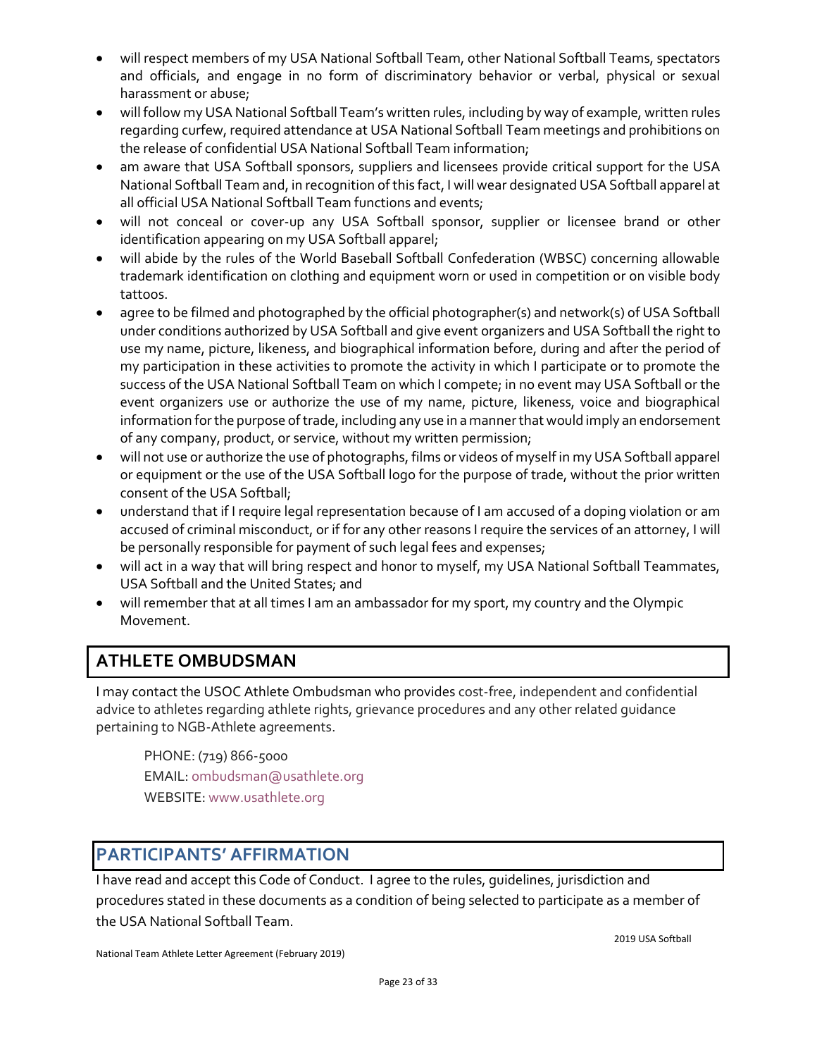- will respect members of my USA National Softball Team, other National Softball Teams, spectators and officials, and engage in no form of discriminatory behavior or verbal, physical or sexual harassment or abuse;
- will follow my USA National Softball Team's written rules, including by way of example, written rules regarding curfew, required attendance at USA National Softball Team meetings and prohibitions on the release of confidential USA National Softball Team information;
- am aware that USA Softball sponsors, suppliers and licensees provide critical support for the USA National Softball Team and, in recognition of this fact, I will wear designated USA Softball apparel at all official USA National Softball Team functions and events;
- will not conceal or cover-up any USA Softball sponsor, supplier or licensee brand or other identification appearing on my USA Softball apparel;
- will abide by the rules of the World Baseball Softball Confederation (WBSC) concerning allowable trademark identification on clothing and equipment worn or used in competition or on visible body tattoos.
- agree to be filmed and photographed by the official photographer(s) and network(s) of USA Softball under conditions authorized by USA Softball and give event organizers and USA Softball the right to use my name, picture, likeness, and biographical information before, during and after the period of my participation in these activities to promote the activity in which I participate or to promote the success of the USA National Softball Team on which I compete; in no event may USA Softball or the event organizers use or authorize the use of my name, picture, likeness, voice and biographical information for the purpose of trade, including any use in a manner that would imply an endorsement of any company, product, or service, without my written permission;
- will not use or authorize the use of photographs, films or videos of myself in my USA Softball apparel or equipment or the use of the USA Softball logo for the purpose of trade, without the prior written consent of the USA Softball;
- understand that if I require legal representation because of I am accused of a doping violation or am accused of criminal misconduct, or if for any other reasons I require the services of an attorney, I will be personally responsible for payment of such legal fees and expenses;
- will act in a way that will bring respect and honor to myself, my USA National Softball Teammates, USA Softball and the United States; and
- will remember that at all times I am an ambassador for my sport, my country and the Olympic Movement.

## ATHLETE OMBUDSMAN

I may contact the USOC Athlete Ombudsman who provides cost-free, independent and confidential advice to athletes regarding athlete rights, grievance procedures and any other related guidance pertaining to NGB-Athlete agreements.

PHONE: (719) 866-5000
EMAIL: ombudsman@usathlete.org
WEBSITE: www.usathlete.org

## PARTICIPANTS' AFFIRMATION

I have read and accept this Code of Conduct. I agree to the rules, guidelines, jurisdiction and procedures stated in these documents as a condition of being selected to participate as a member of the USA National Softball Team.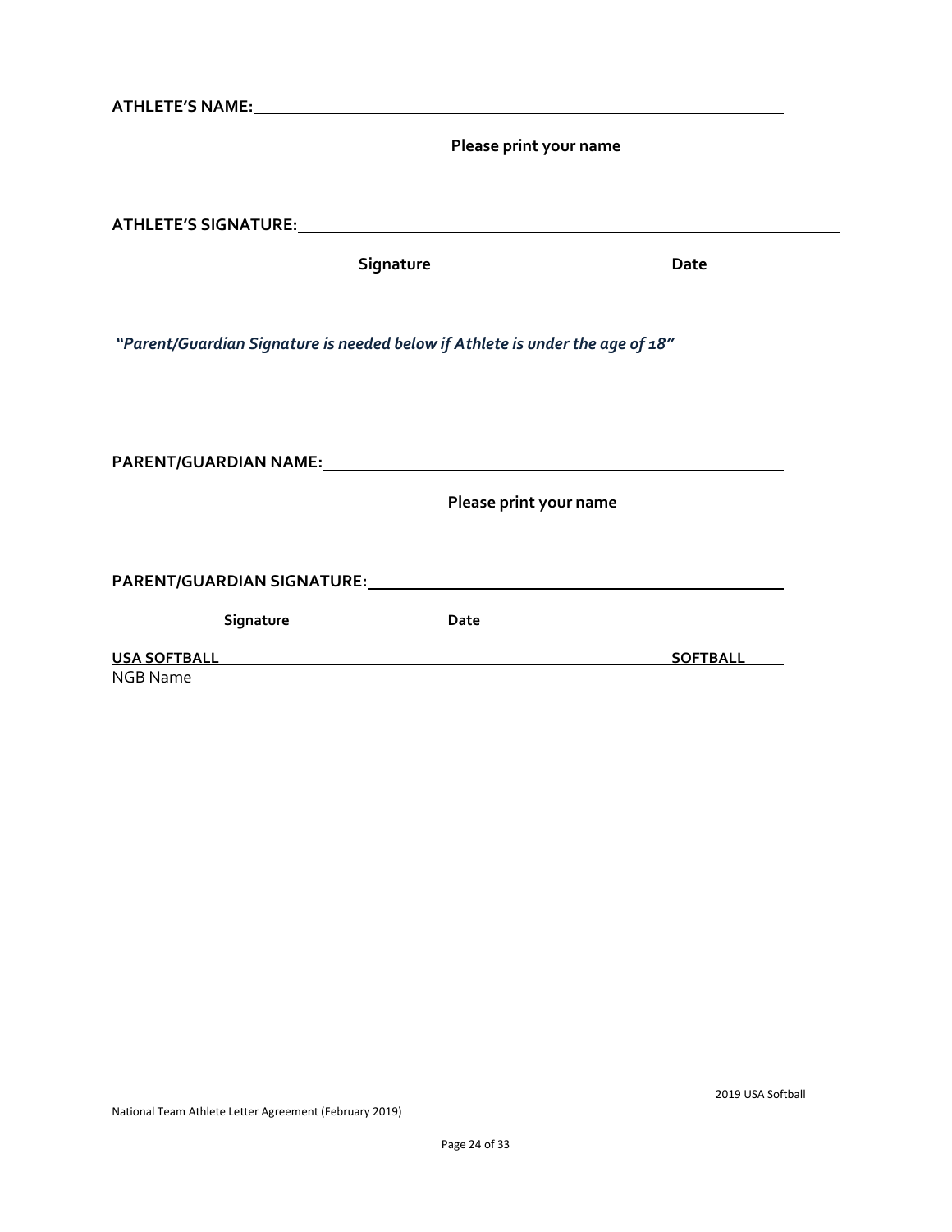**ATHLETE'S NAME:** ______________________________________________

**Please print your name**

**ATHLETE'S SIGNATURE:** ______________________________________________

**Signature** **Date**

***"Parent/Guardian Signature is needed below if Athlete is under the age of 18"***

**PARENT/GUARDIAN NAME:** ______________________________________________

**Please print your name**

**PARENT/GUARDIAN SIGNATURE:** ______________________________________________

**Signature** **Date**

**USA SOFTBALL** **SOFTBALL**

NGB Name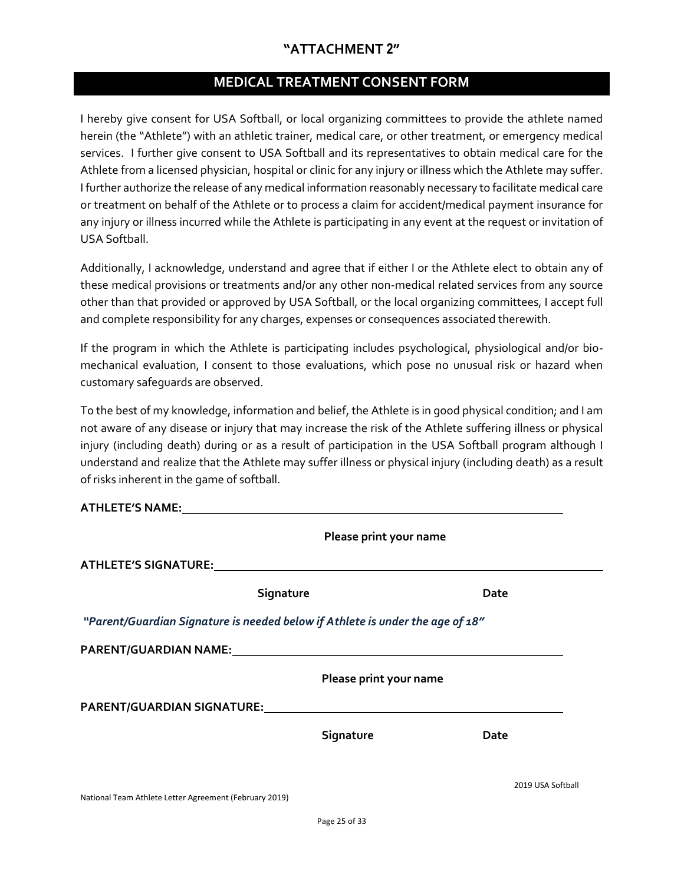# "ATTACHMENT 2"

## MEDICAL TREATMENT CONSENT FORM

I hereby give consent for USA Softball, or local organizing committees to provide the athlete named herein (the "Athlete") with an athletic trainer, medical care, or other treatment, or emergency medical services. I further give consent to USA Softball and its representatives to obtain medical care for the Athlete from a licensed physician, hospital or clinic for any injury or illness which the Athlete may suffer. I further authorize the release of any medical information reasonably necessary to facilitate medical care or treatment on behalf of the Athlete or to process a claim for accident/medical payment insurance for any injury or illness incurred while the Athlete is participating in any event at the request or invitation of USA Softball.

Additionally, I acknowledge, understand and agree that if either I or the Athlete elect to obtain any of these medical provisions or treatments and/or any other non-medical related services from any source other than that provided or approved by USA Softball, or the local organizing committees, I accept full and complete responsibility for any charges, expenses or consequences associated therewith.

If the program in which the Athlete is participating includes psychological, physiological and/or bio-mechanical evaluation, I consent to those evaluations, which pose no unusual risk or hazard when customary safeguards are observed.

To the best of my knowledge, information and belief, the Athlete is in good physical condition; and I am not aware of any disease or injury that may increase the risk of the Athlete suffering illness or physical injury (including death) during or as a result of participation in the USA Softball program although I understand and realize that the Athlete may suffer illness or physical injury (including death) as a result of risks inherent in the game of softball.

**ATHLETE'S NAME:** ______________________________________________

**Please print your name**

**ATHLETE'S SIGNATURE:** ______________________________________________

**Signature** **Date**

***"Parent/Guardian Signature is needed below if Athlete is under the age of 18"***

**PARENT/GUARDIAN NAME:** ______________________________________________

**Please print your name**

**PARENT/GUARDIAN SIGNATURE:** ______________________________________________

**Signature** **Date**

2019 USA Softball

National Team Athlete Letter Agreement (February 2019)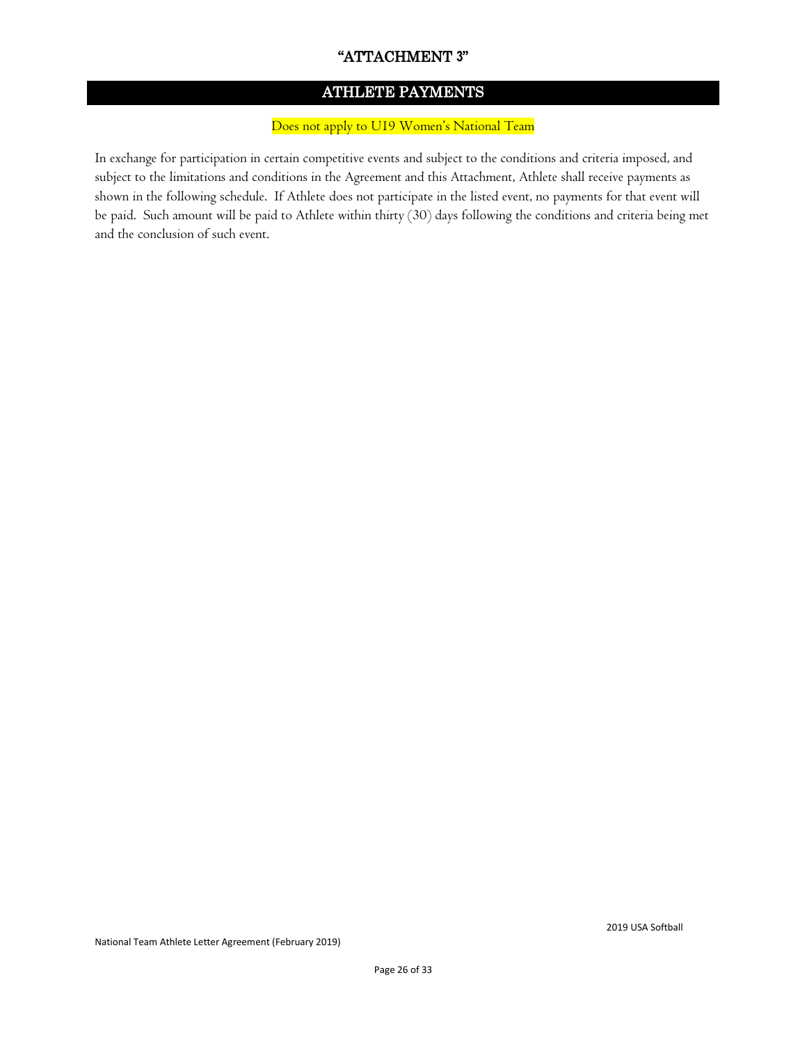# "ATTACHMENT 3"

## ATHLETE PAYMENTS

Does not apply to U19 Women's National Team

In exchange for participation in certain competitive events and subject to the conditions and criteria imposed, and subject to the limitations and conditions in the Agreement and this Attachment, Athlete shall receive payments as shown in the following schedule. If Athlete does not participate in the listed event, no payments for that event will be paid. Such amount will be paid to Athlete within thirty (30) days following the conditions and criteria being met and the conclusion of such event.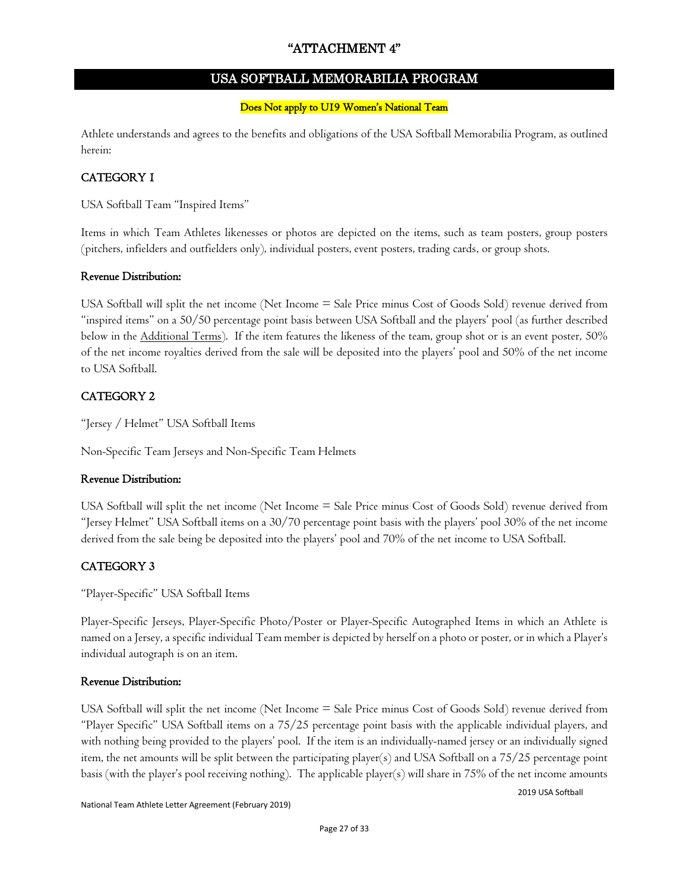# "ATTACHMENT 4"

## USA SOFTBALL MEMORABILIA PROGRAM

**Does Not apply to U19 Women's National Team**

Athlete understands and agrees to the benefits and obligations of the USA Softball Memorabilia Program, as outlined herein:

### CATEGORY 1

USA Softball Team "Inspired Items"

Items in which Team Athletes likenesses or photos are depicted on the items, such as team posters, group posters (pitchers, infielders and outfielders only), individual posters, event posters, trading cards, or group shots.

**Revenue Distribution:**

USA Softball will split the net income (Net Income = Sale Price minus Cost of Goods Sold) revenue derived from "inspired items" on a 50/50 percentage point basis between USA Softball and the players' pool (as further described below in the Additional Terms). If the item features the likeness of the team, group shot or is an event poster, 50% of the net income royalties derived from the sale will be deposited into the players' pool and 50% of the net income to USA Softball.

### CATEGORY 2

"Jersey / Helmet" USA Softball Items

Non-Specific Team Jerseys and Non-Specific Team Helmets

**Revenue Distribution:**

USA Softball will split the net income (Net Income = Sale Price minus Cost of Goods Sold) revenue derived from "Jersey Helmet" USA Softball items on a 30/70 percentage point basis with the players' pool 30% of the net income derived from the sale being be deposited into the players' pool and 70% of the net income to USA Softball.

### CATEGORY 3

"Player-Specific" USA Softball Items

Player-Specific Jerseys, Player-Specific Photo/Poster or Player-Specific Autographed Items in which an Athlete is named on a Jersey, a specific individual Team member is depicted by herself on a photo or poster, or in which a Player's individual autograph is on an item.

**Revenue Distribution:**

USA Softball will split the net income (Net Income = Sale Price minus Cost of Goods Sold) revenue derived from "Player Specific" USA Softball items on a 75/25 percentage point basis with the applicable individual players, and with nothing being provided to the players' pool. If the item is an individually-named jersey or an individually signed item, the net amounts will be split between the participating player(s) and USA Softball on a 75/25 percentage point basis (with the player's pool receiving nothing). The applicable player(s) will share in 75% of the net income amounts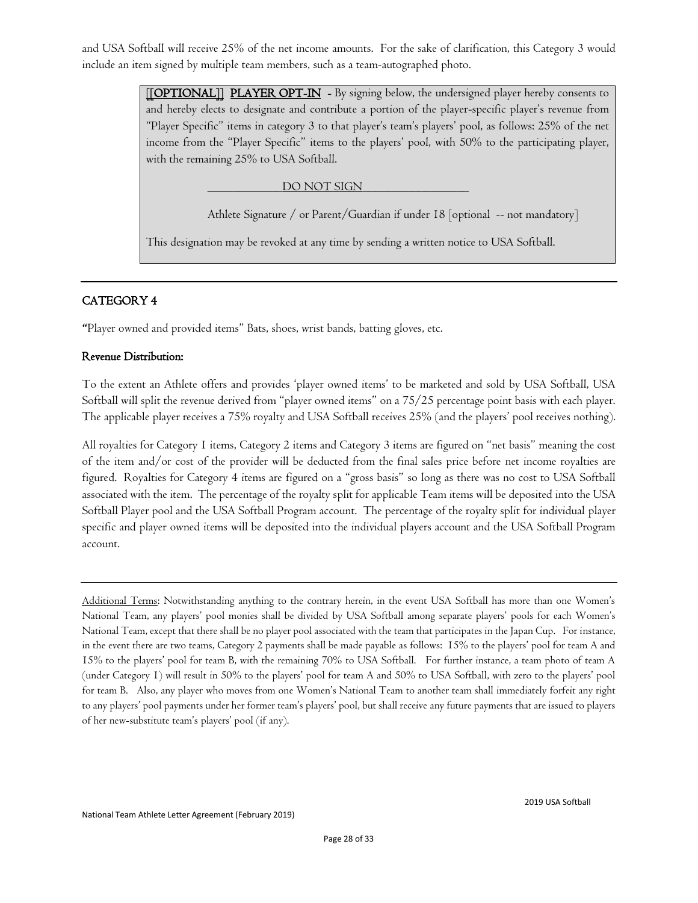and USA Softball will receive 25% of the net income amounts. For the sake of clarification, this Category 3 would include an item signed by multiple team members, such as a team-autographed photo.

> **[[OPTIONAL]] PLAYER OPT-IN** - By signing below, the undersigned player hereby consents to and hereby elects to designate and contribute a portion of the player-specific player's revenue from "Player Specific" items in category 3 to that player's team's players' pool, as follows: 25% of the net income from the "Player Specific" items to the players' pool, with 50% to the participating player, with the remaining 25% to USA Softball.
>
> ____________DO NOT SIGN_________________
>
> Athlete Signature / or Parent/Guardian if under 18 [optional -- not mandatory]
>
> This designation may be revoked at any time by sending a written notice to USA Softball.

---

## CATEGORY 4

"Player owned and provided items" Bats, shoes, wrist bands, batting gloves, etc.

**Revenue Distribution:**

To the extent an Athlete offers and provides 'player owned items' to be marketed and sold by USA Softball, USA Softball will split the revenue derived from "player owned items" on a 75/25 percentage point basis with each player. The applicable player receives a 75% royalty and USA Softball receives 25% (and the players' pool receives nothing).

All royalties for Category 1 items, Category 2 items and Category 3 items are figured on "net basis" meaning the cost of the item and/or cost of the provider will be deducted from the final sales price before net income royalties are figured. Royalties for Category 4 items are figured on a "gross basis" so long as there was no cost to USA Softball associated with the item. The percentage of the royalty split for applicable Team items will be deposited into the USA Softball Player pool and the USA Softball Program account. The percentage of the royalty split for individual player specific and player owned items will be deposited into the individual players account and the USA Softball Program account.

---

Additional Terms: Notwithstanding anything to the contrary herein, in the event USA Softball has more than one Women's National Team, any players' pool monies shall be divided by USA Softball among separate players' pools for each Women's National Team, except that there shall be no player pool associated with the team that participates in the Japan Cup. For instance, in the event there are two teams, Category 2 payments shall be made payable as follows: 15% to the players' pool for team A and 15% to the players' pool for team B, with the remaining 70% to USA Softball. For further instance, a team photo of team A (under Category 1) will result in 50% to the players' pool for team A and 50% to USA Softball, with zero to the players' pool for team B. Also, any player who moves from one Women's National Team to another team shall immediately forfeit any right to any players' pool payments under her former team's players' pool, but shall receive any future payments that are issued to players of her new-substitute team's players' pool (if any).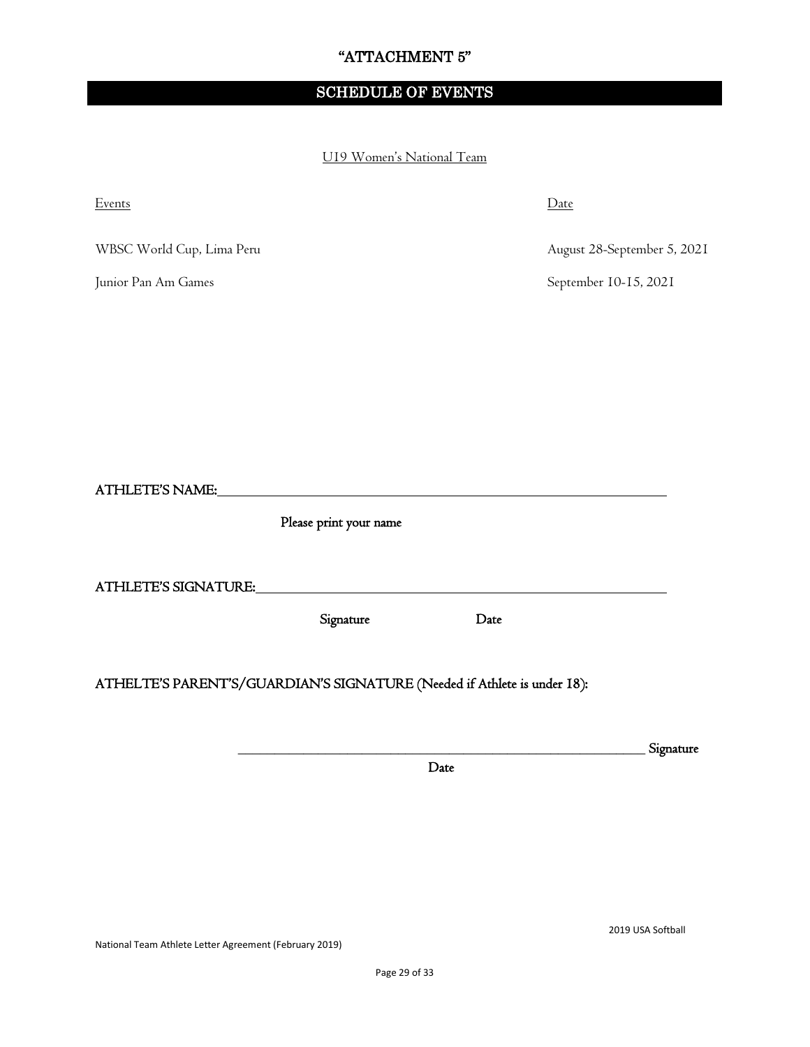# "ATTACHMENT 5"

## SCHEDULE OF EVENTS

U19 Women's National Team

| Events | Date |
|---|---|
| WBSC World Cup, Lima Peru | August 28-September 5, 2021 |
| Junior Pan Am Games | September 10-15, 2021 |

ATHLETE'S NAME:\_\_\_\_\_\_\_\_\_\_\_\_\_\_\_\_\_\_\_\_\_\_\_\_\_\_\_\_\_\_\_\_\_\_\_\_\_\_\_\_\_\_\_\_\_\_\_\_

Please print your name

ATHLETE'S SIGNATURE:\_\_\_\_\_\_\_\_\_\_\_\_\_\_\_\_\_\_\_\_\_\_\_\_\_\_\_\_\_\_\_\_\_\_\_\_\_\_\_\_\_\_\_\_

Signature Date

ATHELTE'S PARENT'S/GUARDIAN'S SIGNATURE (Needed if Athlete is under 18):

\_\_\_\_\_\_\_\_\_\_\_\_\_\_\_\_\_\_\_\_\_\_\_\_\_\_\_\_\_\_\_\_\_\_\_\_\_\_\_\_\_\_\_\_\_\_\_\_ Signature

Date

2019 USA Softball

National Team Athlete Letter Agreement (February 2019)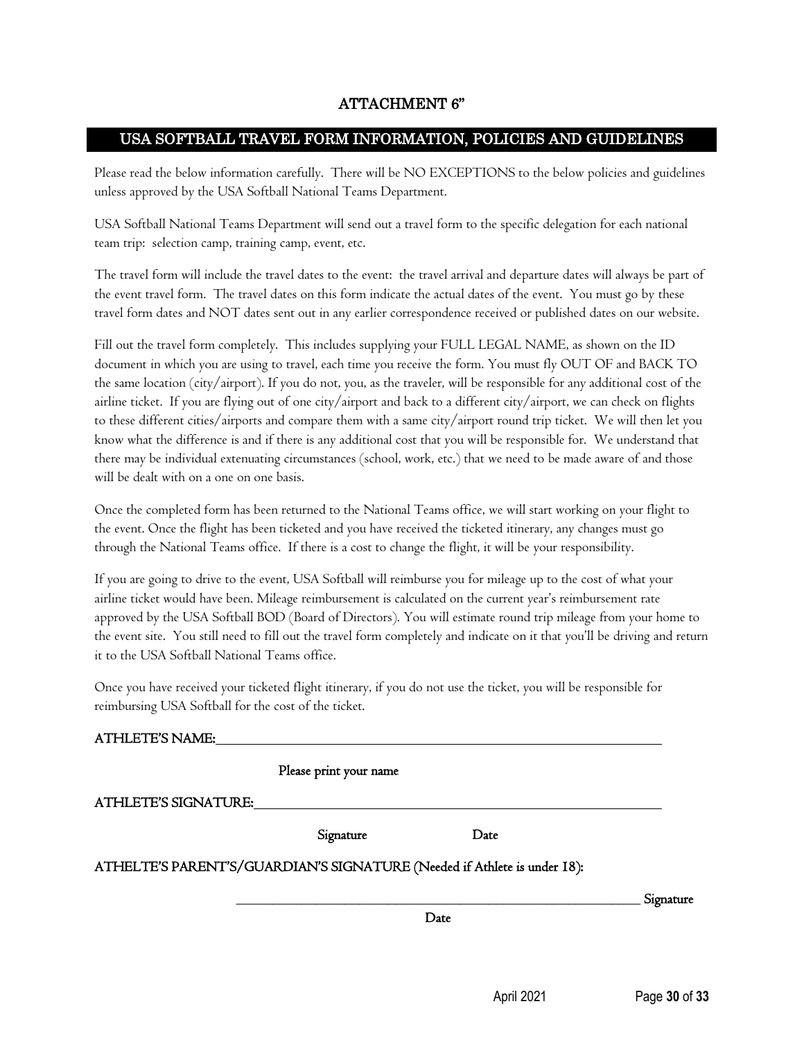## ATTACHMENT 6"

## USA SOFTBALL TRAVEL FORM INFORMATION, POLICIES AND GUIDELINES

Please read the below information carefully. There will be NO EXCEPTIONS to the below policies and guidelines unless approved by the USA Softball National Teams Department.

USA Softball National Teams Department will send out a travel form to the specific delegation for each national team trip: selection camp, training camp, event, etc.

The travel form will include the travel dates to the event: the travel arrival and departure dates will always be part of the event travel form. The travel dates on this form indicate the actual dates of the event. You must go by these travel form dates and NOT dates sent out in any earlier correspondence received or published dates on our website.

Fill out the travel form completely. This includes supplying your FULL LEGAL NAME, as shown on the ID document in which you are using to travel, each time you receive the form. You must fly OUT OF and BACK TO the same location (city/airport). If you do not, you, as the traveler, will be responsible for any additional cost of the airline ticket. If you are flying out of one city/airport and back to a different city/airport, we can check on flights to these different cities/airports and compare them with a same city/airport round trip ticket. We will then let you know what the difference is and if there is any additional cost that you will be responsible for. We understand that there may be individual extenuating circumstances (school, work, etc.) that we need to be made aware of and those will be dealt with on a one on one basis.

Once the completed form has been returned to the National Teams office, we will start working on your flight to the event. Once the flight has been ticketed and you have received the ticketed itinerary, any changes must go through the National Teams office. If there is a cost to change the flight, it will be your responsibility.

If you are going to drive to the event, USA Softball will reimburse you for mileage up to the cost of what your airline ticket would have been. Mileage reimbursement is calculated on the current year's reimbursement rate approved by the USA Softball BOD (Board of Directors). You will estimate round trip mileage from your home to the event site. You still need to fill out the travel form completely and indicate on it that you'll be driving and return it to the USA Softball National Teams office.

Once you have received your ticketed flight itinerary, if you do not use the ticket, you will be responsible for reimbursing USA Softball for the cost of the ticket.

ATHLETE'S NAME: ______________________________________________________________

Please print your name

ATHLETE'S SIGNATURE: _________________________________________________________

Signature Date

ATHELTE'S PARENT'S/GUARDIAN'S SIGNATURE (Needed if Athlete is under 18):

_____________________________________________________________ Signature

Date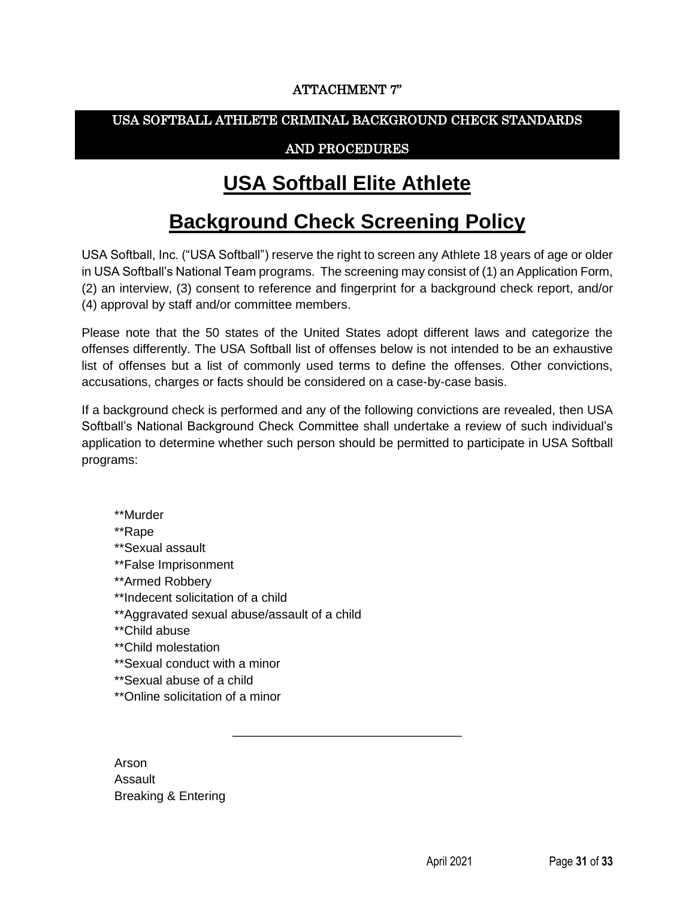ATTACHMENT 7"

## USA SOFTBALL ATHLETE CRIMINAL BACKGROUND CHECK STANDARDS AND PROCEDURES

# USA Softball Elite Athlete Background Check Screening Policy

USA Softball, Inc. ("USA Softball") reserve the right to screen any Athlete 18 years of age or older in USA Softball's National Team programs. The screening may consist of (1) an Application Form, (2) an interview, (3) consent to reference and fingerprint for a background check report, and/or (4) approval by staff and/or committee members.

Please note that the 50 states of the United States adopt different laws and categorize the offenses differently. The USA Softball list of offenses below is not intended to be an exhaustive list of offenses but a list of commonly used terms to define the offenses. Other convictions, accusations, charges or facts should be considered on a case-by-case basis.

If a background check is performed and any of the following convictions are revealed, then USA Softball's National Background Check Committee shall undertake a review of such individual's application to determine whether such person should be permitted to participate in USA Softball programs:

**Murder
**Rape
**Sexual assault
**False Imprisonment
**Armed Robbery
**Indecent solicitation of a child
**Aggravated sexual abuse/assault of a child
**Child abuse
**Child molestation
**Sexual conduct with a minor
**Sexual abuse of a child
**Online solicitation of a minor

---

Arson
Assault
Breaking & Entering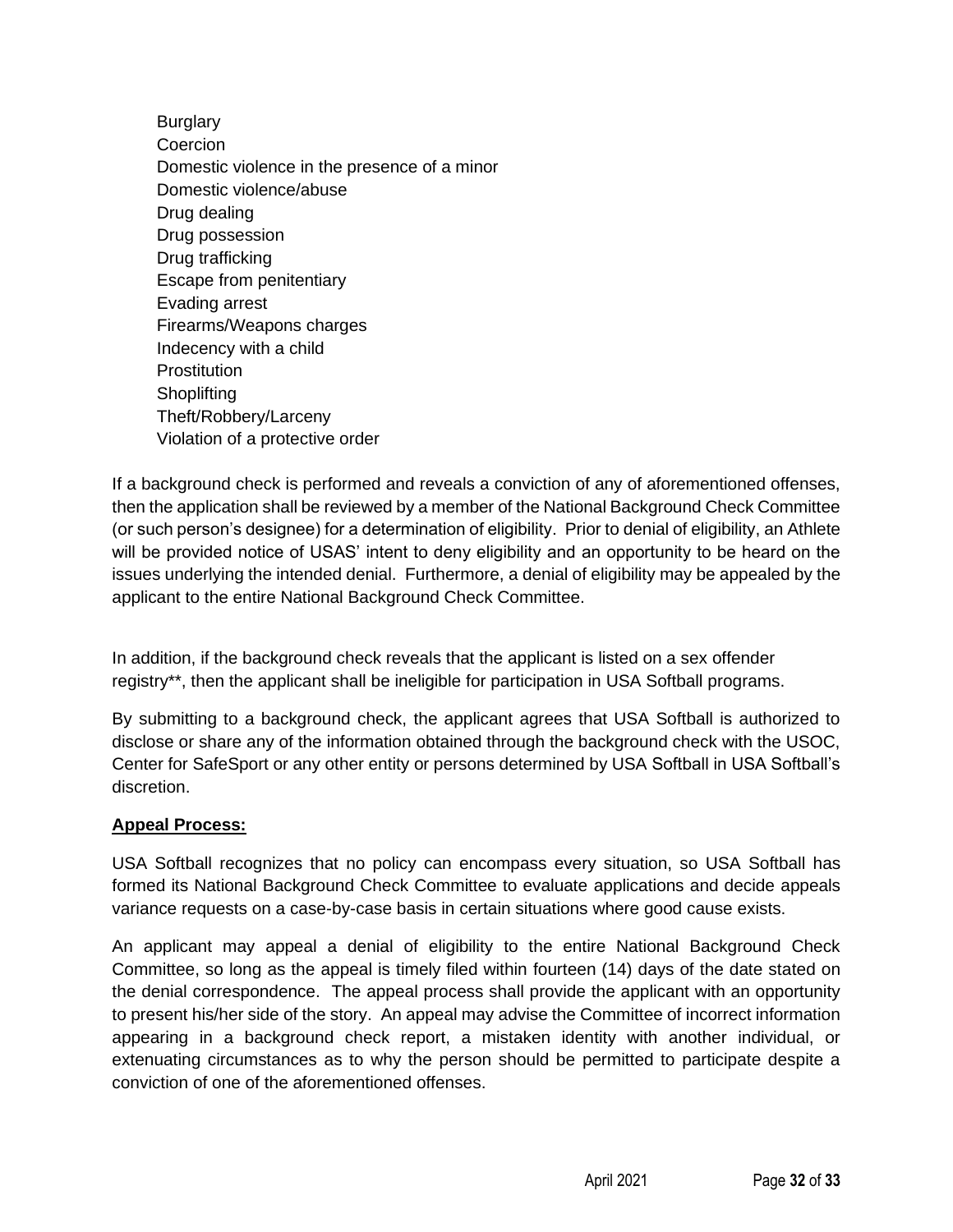- Burglary
- Coercion
- Domestic violence in the presence of a minor
- Domestic violence/abuse
- Drug dealing
- Drug possession
- Drug trafficking
- Escape from penitentiary
- Evading arrest
- Firearms/Weapons charges
- Indecency with a child
- Prostitution
- Shoplifting
- Theft/Robbery/Larceny
- Violation of a protective order

If a background check is performed and reveals a conviction of any of aforementioned offenses, then the application shall be reviewed by a member of the National Background Check Committee (or such person's designee) for a determination of eligibility. Prior to denial of eligibility, an Athlete will be provided notice of USAS' intent to deny eligibility and an opportunity to be heard on the issues underlying the intended denial. Furthermore, a denial of eligibility may be appealed by the applicant to the entire National Background Check Committee.

In addition, if the background check reveals that the applicant is listed on a sex offender registry**, then the applicant shall be ineligible for participation in USA Softball programs.

By submitting to a background check, the applicant agrees that USA Softball is authorized to disclose or share any of the information obtained through the background check with the USOC, Center for SafeSport or any other entity or persons determined by USA Softball in USA Softball's discretion.

**Appeal Process:**

USA Softball recognizes that no policy can encompass every situation, so USA Softball has formed its National Background Check Committee to evaluate applications and decide appeals variance requests on a case-by-case basis in certain situations where good cause exists.

An applicant may appeal a denial of eligibility to the entire National Background Check Committee, so long as the appeal is timely filed within fourteen (14) days of the date stated on the denial correspondence. The appeal process shall provide the applicant with an opportunity to present his/her side of the story. An appeal may advise the Committee of incorrect information appearing in a background check report, a mistaken identity with another individual, or extenuating circumstances as to why the person should be permitted to participate despite a conviction of one of the aforementioned offenses.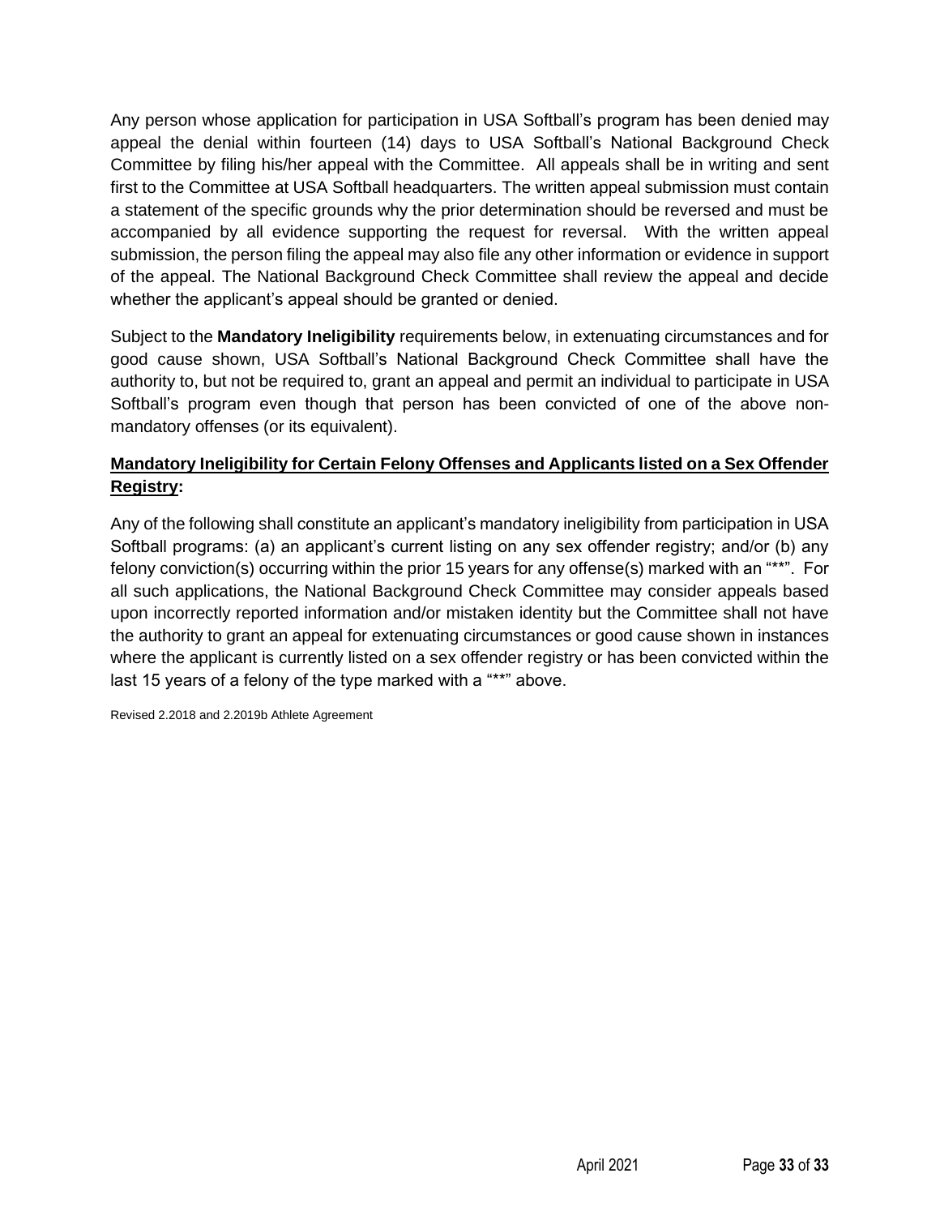Any person whose application for participation in USA Softball's program has been denied may appeal the denial within fourteen (14) days to USA Softball's National Background Check Committee by filing his/her appeal with the Committee. All appeals shall be in writing and sent first to the Committee at USA Softball headquarters. The written appeal submission must contain a statement of the specific grounds why the prior determination should be reversed and must be accompanied by all evidence supporting the request for reversal. With the written appeal submission, the person filing the appeal may also file any other information or evidence in support of the appeal. The National Background Check Committee shall review the appeal and decide whether the applicant's appeal should be granted or denied.

Subject to the **Mandatory Ineligibility** requirements below, in extenuating circumstances and for good cause shown, USA Softball's National Background Check Committee shall have the authority to, but not be required to, grant an appeal and permit an individual to participate in USA Softball's program even though that person has been convicted of one of the above non-mandatory offenses (or its equivalent).

**Mandatory Ineligibility for Certain Felony Offenses and Applicants listed on a Sex Offender Registry:**

Any of the following shall constitute an applicant's mandatory ineligibility from participation in USA Softball programs: (a) an applicant's current listing on any sex offender registry; and/or (b) any felony conviction(s) occurring within the prior 15 years for any offense(s) marked with an "**". For all such applications, the National Background Check Committee may consider appeals based upon incorrectly reported information and/or mistaken identity but the Committee shall not have the authority to grant an appeal for extenuating circumstances or good cause shown in instances where the applicant is currently listed on a sex offender registry or has been convicted within the last 15 years of a felony of the type marked with a "**" above.

Revised 2.2018 and 2.2019b Athlete Agreement